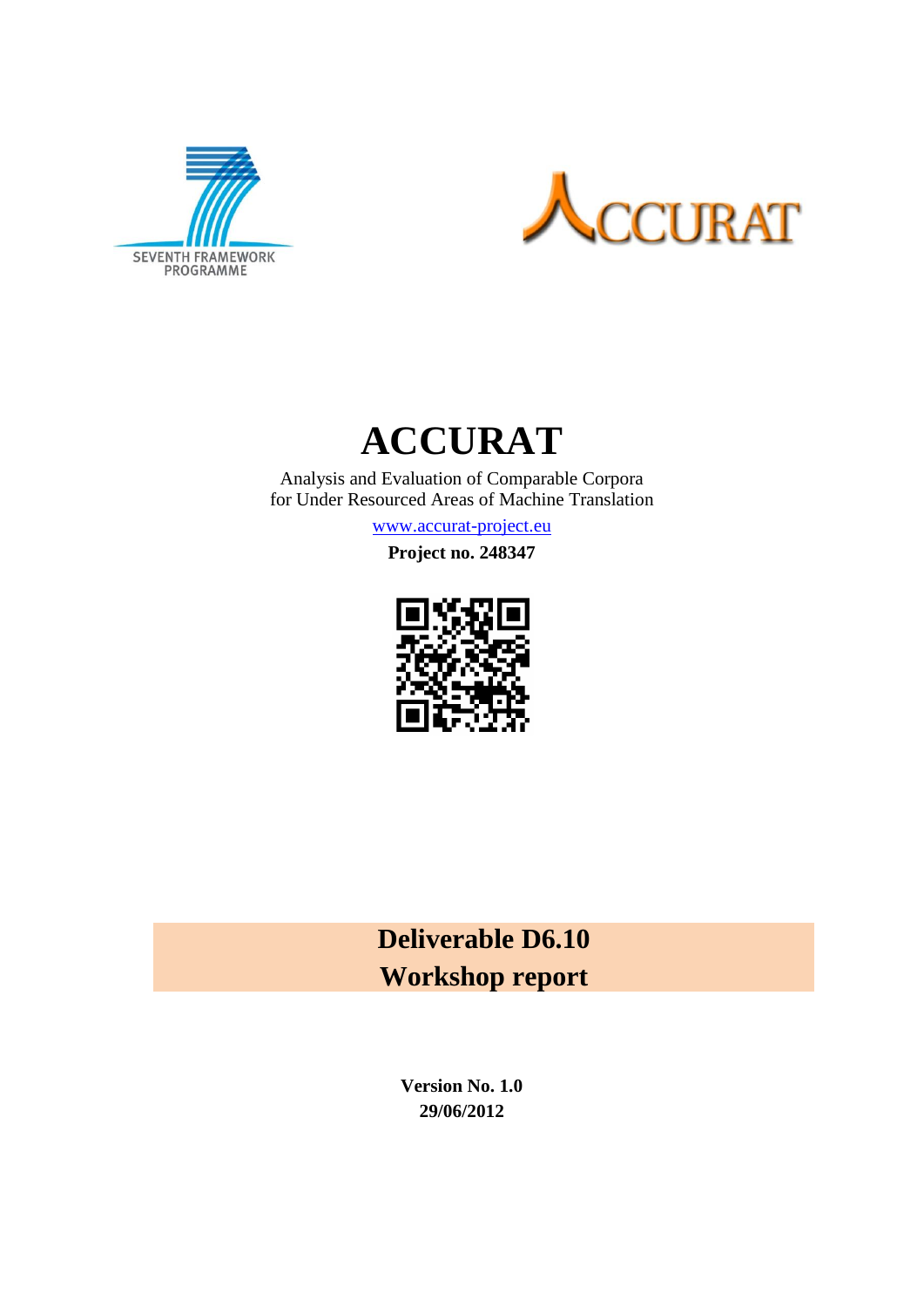# ACCURAT

Analysis and Evaluation of Comparable Corpora
for Under Resourced Areas of Machine Translation

www.accurat-project.eu

**Project no. 248347**

## Deliverable D6.10
## Workshop report

**Version No. 1.0**
**29/06/2012**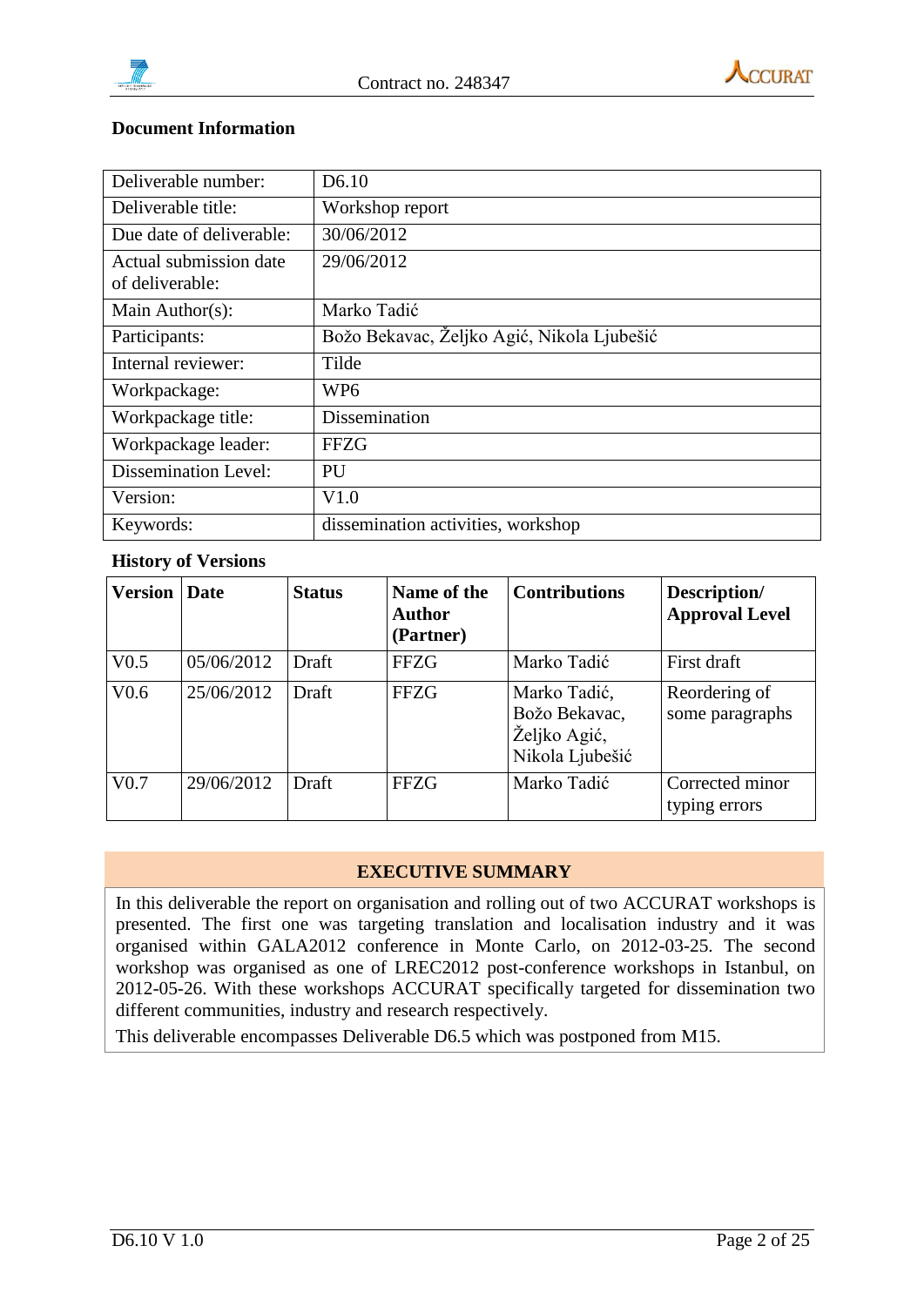**Document Information**

| Deliverable number: | D6.10 |
|---|---|
| Deliverable title: | Workshop report |
| Due date of deliverable: | 30/06/2012 |
| Actual submission date of deliverable: | 29/06/2012 |
| Main Author(s): | Marko Tadić |
| Participants: | Božo Bekavac, Željko Agić, Nikola Ljubešić |
| Internal reviewer: | Tilde |
| Workpackage: | WP6 |
| Workpackage title: | Dissemination |
| Workpackage leader: | FFZG |
| Dissemination Level: | PU |
| Version: | V1.0 |
| Keywords: | dissemination activities, workshop |

**History of Versions**

| Version | Date | Status | Name of the Author (Partner) | Contributions | Description/ Approval Level |
|---|---|---|---|---|---|
| V0.5 | 05/06/2012 | Draft | FFZG | Marko Tadić | First draft |
| V0.6 | 25/06/2012 | Draft | FFZG | Marko Tadić, Božo Bekavac, Željko Agić, Nikola Ljubešić | Reordering of some paragraphs |
| V0.7 | 29/06/2012 | Draft | FFZG | Marko Tadić | Corrected minor typing errors |

**EXECUTIVE SUMMARY**

In this deliverable the report on organisation and rolling out of two ACCURAT workshops is presented. The first one was targeting translation and localisation industry and it was organised within GALA2012 conference in Monte Carlo, on 2012-03-25. The second workshop was organised as one of LREC2012 post-conference workshops in Istanbul, on 2012-05-26. With these workshops ACCURAT specifically targeted for dissemination two different communities, industry and research respectively.

This deliverable encompasses Deliverable D6.5 which was postponed from M15.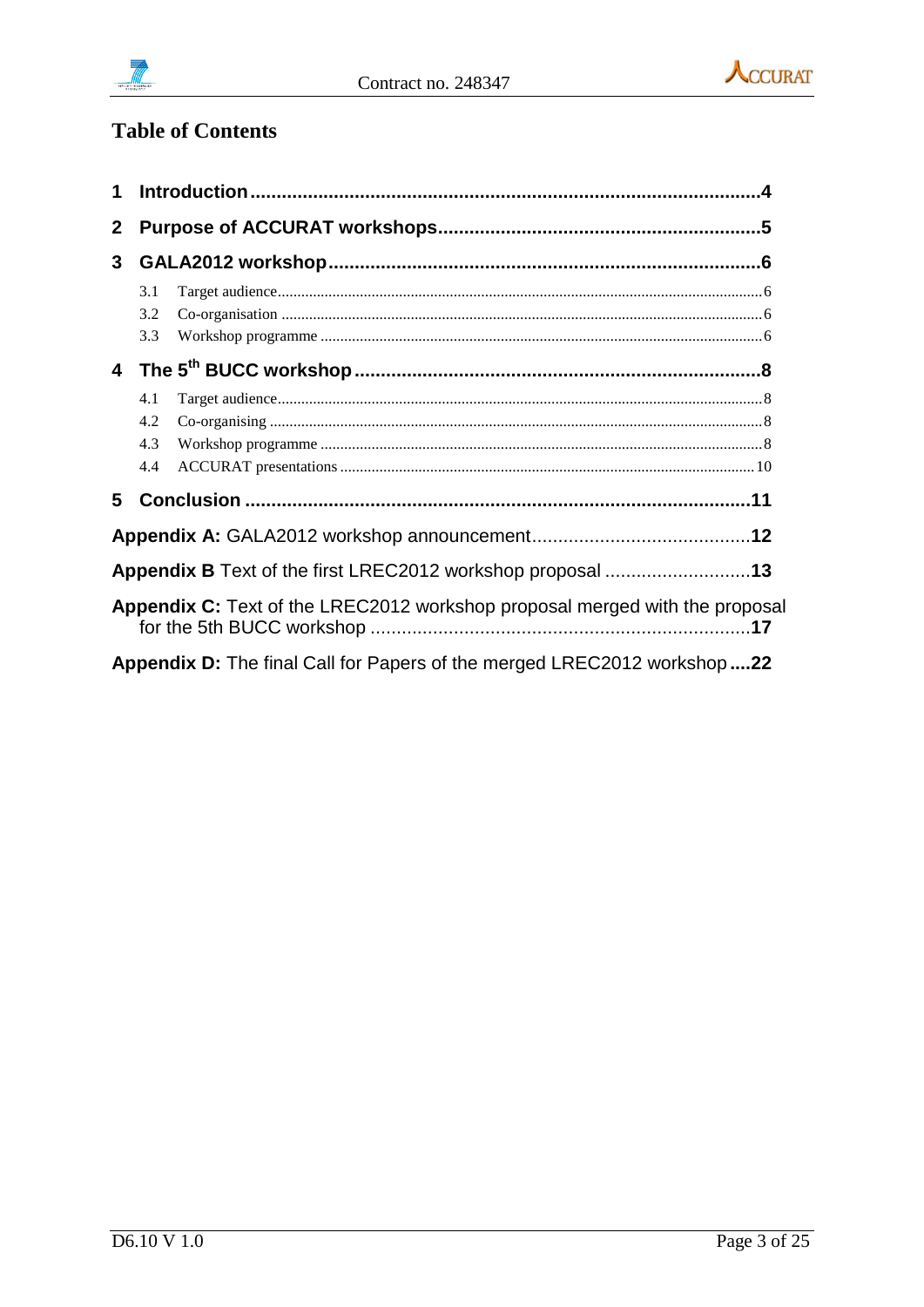## Table of Contents

**1 Introduction** .......... **4**

**2 Purpose of ACCURAT workshops** .......... **5**

**3 GALA2012 workshop** .......... **6**

- 3.1 Target audience .......... 6
- 3.2 Co-organisation .......... 6
- 3.3 Workshop programme .......... 6

**4 The 5th BUCC workshop** .......... **8**

- 4.1 Target audience .......... 8
- 4.2 Co-organising .......... 8
- 4.3 Workshop programme .......... 8
- 4.4 ACCURAT presentations .......... 10

**5 Conclusion** .......... **11**

**Appendix A:** GALA2012 workshop announcement .......... **12**

**Appendix B** Text of the first LREC2012 workshop proposal .......... **13**

**Appendix C:** Text of the LREC2012 workshop proposal merged with the proposal for the 5th BUCC workshop .......... **17**

**Appendix D:** The final Call for Papers of the merged LREC2012 workshop .......... **22**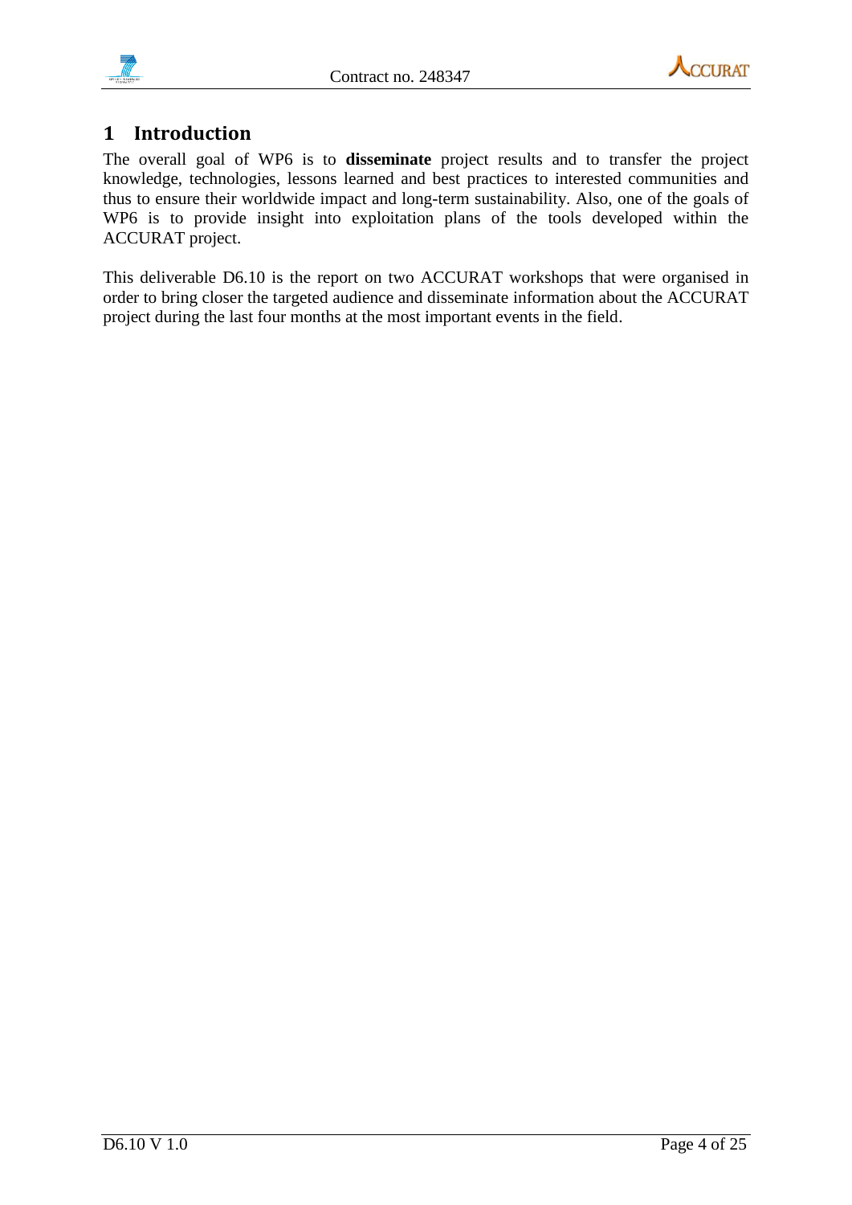# 1 Introduction

The overall goal of WP6 is to **disseminate** project results and to transfer the project knowledge, technologies, lessons learned and best practices to interested communities and thus to ensure their worldwide impact and long-term sustainability. Also, one of the goals of WP6 is to provide insight into exploitation plans of the tools developed within the ACCURAT project.

This deliverable D6.10 is the report on two ACCURAT workshops that were organised in order to bring closer the targeted audience and disseminate information about the ACCURAT project during the last four months at the most important events in the field.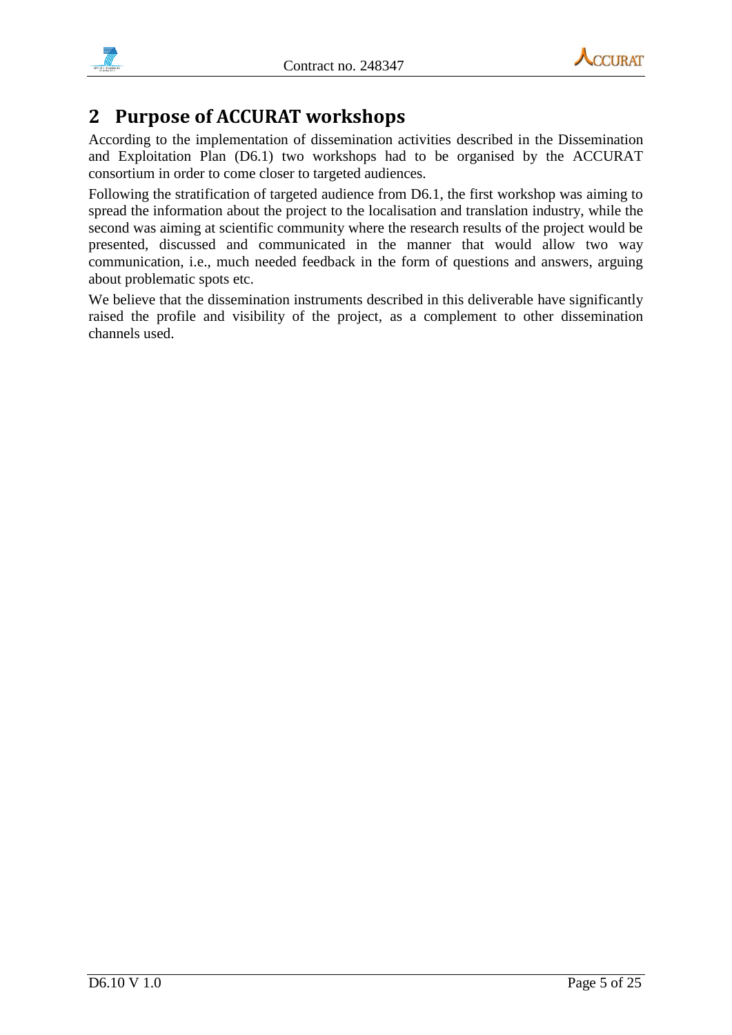## 2 Purpose of ACCURAT workshops

According to the implementation of dissemination activities described in the Dissemination and Exploitation Plan (D6.1) two workshops had to be organised by the ACCURAT consortium in order to come closer to targeted audiences.

Following the stratification of targeted audience from D6.1, the first workshop was aiming to spread the information about the project to the localisation and translation industry, while the second was aiming at scientific community where the research results of the project would be presented, discussed and communicated in the manner that would allow two way communication, i.e., much needed feedback in the form of questions and answers, arguing about problematic spots etc.

We believe that the dissemination instruments described in this deliverable have significantly raised the profile and visibility of the project, as a complement to other dissemination channels used.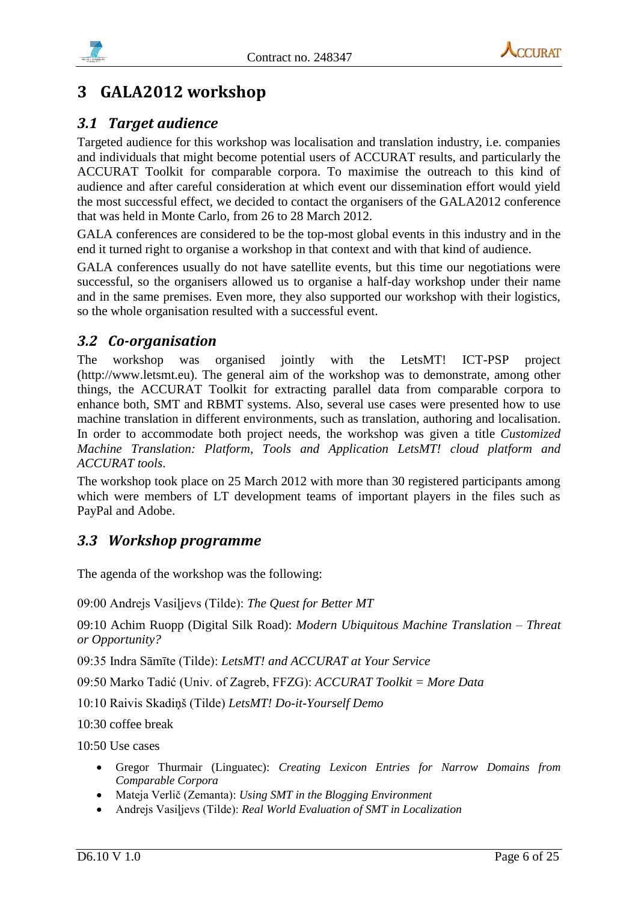# 3 GALA2012 workshop

## 3.1 *Target audience*

Targeted audience for this workshop was localisation and translation industry, i.e. companies and individuals that might become potential users of ACCURAT results, and particularly the ACCURAT Toolkit for comparable corpora. To maximise the outreach to this kind of audience and after careful consideration at which event our dissemination effort would yield the most successful effect, we decided to contact the organisers of the GALA2012 conference that was held in Monte Carlo, from 26 to 28 March 2012.

GALA conferences are considered to be the top-most global events in this industry and in the end it turned right to organise a workshop in that context and with that kind of audience.

GALA conferences usually do not have satellite events, but this time our negotiations were successful, so the organisers allowed us to organise a half-day workshop under their name and in the same premises. Even more, they also supported our workshop with their logistics, so the whole organisation resulted with a successful event.

## 3.2 *Co-organisation*

The workshop was organised jointly with the LetsMT! ICT-PSP project (http://www.letsmt.eu). The general aim of the workshop was to demonstrate, among other things, the ACCURAT Toolkit for extracting parallel data from comparable corpora to enhance both, SMT and RBMT systems. Also, several use cases were presented how to use machine translation in different environments, such as translation, authoring and localisation. In order to accommodate both project needs, the workshop was given a title *Customized Machine Translation: Platform, Tools and Application LetsMT! cloud platform and ACCURAT tools*.

The workshop took place on 25 March 2012 with more than 30 registered participants among which were members of LT development teams of important players in the files such as PayPal and Adobe.

## 3.3 *Workshop programme*

The agenda of the workshop was the following:

09:00 Andrejs Vasiļjevs (Tilde): *The Quest for Better MT*

09:10 Achim Ruopp (Digital Silk Road): *Modern Ubiquitous Machine Translation – Threat or Opportunity?*

09:35 Indra Sāmīte (Tilde): *LetsMT! and ACCURAT at Your Service*

09:50 Marko Tadić (Univ. of Zagreb, FFZG): *ACCURAT Toolkit = More Data*

10:10 Raivis Skadiņš (Tilde) *LetsMT! Do-it-Yourself Demo*

10:30 coffee break

10:50 Use cases

- Gregor Thurmair (Linguatec): *Creating Lexicon Entries for Narrow Domains from Comparable Corpora*
- Mateja Verlič (Zemanta): *Using SMT in the Blogging Environment*
- Andrejs Vasiļjevs (Tilde): *Real World Evaluation of SMT in Localization*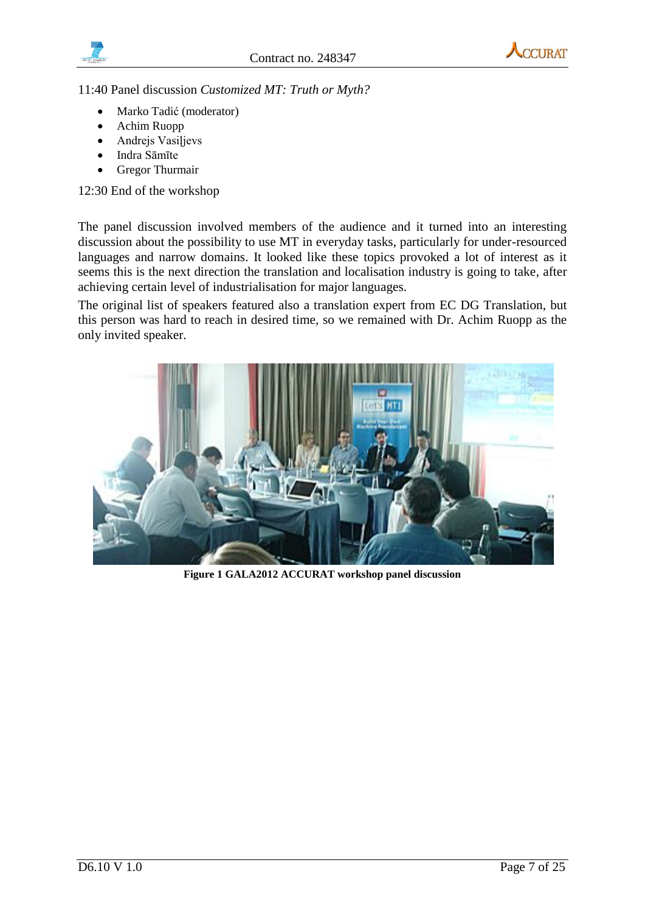11:40 Panel discussion *Customized MT: Truth or Myth?*

- Marko Tadić (moderator)
- Achim Ruopp
- Andrejs Vasiļjevs
- Indra Sāmīte
- Gregor Thurmair

12:30 End of the workshop

The panel discussion involved members of the audience and it turned into an interesting discussion about the possibility to use MT in everyday tasks, particularly for under-resourced languages and narrow domains. It looked like these topics provoked a lot of interest as it seems this is the next direction the translation and localisation industry is going to take, after achieving certain level of industrialisation for major languages.

The original list of speakers featured also a translation expert from EC DG Translation, but this person was hard to reach in desired time, so we remained with Dr. Achim Ruopp as the only invited speaker.

**Figure 1 GALA2012 ACCURAT workshop panel discussion**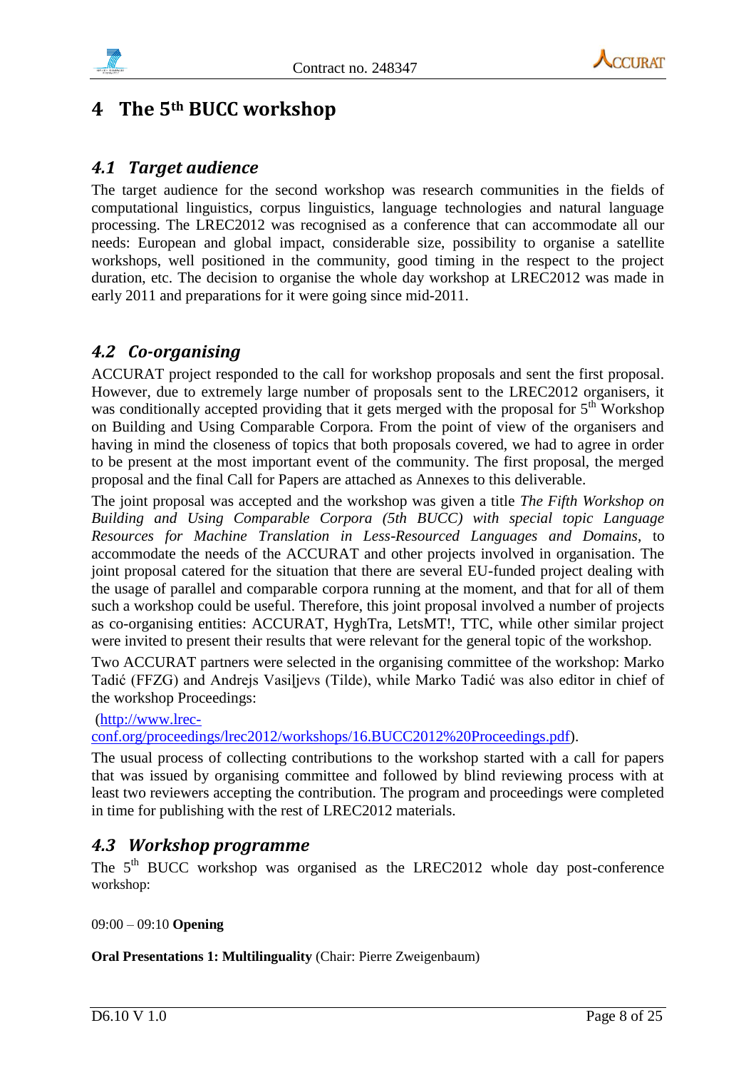# 4 The 5th BUCC workshop

## 4.1 *Target audience*

The target audience for the second workshop was research communities in the fields of computational linguistics, corpus linguistics, language technologies and natural language processing. The LREC2012 was recognised as a conference that can accommodate all our needs: European and global impact, considerable size, possibility to organise a satellite workshops, well positioned in the community, good timing in the respect to the project duration, etc. The decision to organise the whole day workshop at LREC2012 was made in early 2011 and preparations for it were going since mid-2011.

## 4.2 *Co-organising*

ACCURAT project responded to the call for workshop proposals and sent the first proposal. However, due to extremely large number of proposals sent to the LREC2012 organisers, it was conditionally accepted providing that it gets merged with the proposal for 5th Workshop on Building and Using Comparable Corpora. From the point of view of the organisers and having in mind the closeness of topics that both proposals covered, we had to agree in order to be present at the most important event of the community. The first proposal, the merged proposal and the final Call for Papers are attached as Annexes to this deliverable.

The joint proposal was accepted and the workshop was given a title *The Fifth Workshop on Building and Using Comparable Corpora (5th BUCC) with special topic Language Resources for Machine Translation in Less-Resourced Languages and Domains*, to accommodate the needs of the ACCURAT and other projects involved in organisation. The joint proposal catered for the situation that there are several EU-funded project dealing with the usage of parallel and comparable corpora running at the moment, and that for all of them such a workshop could be useful. Therefore, this joint proposal involved a number of projects as co-organising entities: ACCURAT, HyghTra, LetsMT!, TTC, while other similar project were invited to present their results that were relevant for the general topic of the workshop.

Two ACCURAT partners were selected in the organising committee of the workshop: Marko Tadić (FFZG) and Andrejs Vasiļjevs (Tilde), while Marko Tadić was also editor in chief of the workshop Proceedings:

(http://www.lrec-conf.org/proceedings/lrec2012/workshops/16.BUCC2012%20Proceedings.pdf).

The usual process of collecting contributions to the workshop started with a call for papers that was issued by organising committee and followed by blind reviewing process with at least two reviewers accepting the contribution. The program and proceedings were completed in time for publishing with the rest of LREC2012 materials.

## 4.3 *Workshop programme*

The 5th BUCC workshop was organised as the LREC2012 whole day post-conference workshop:

09:00 – 09:10 **Opening**

**Oral Presentations 1: Multilinguality** (Chair: Pierre Zweigenbaum)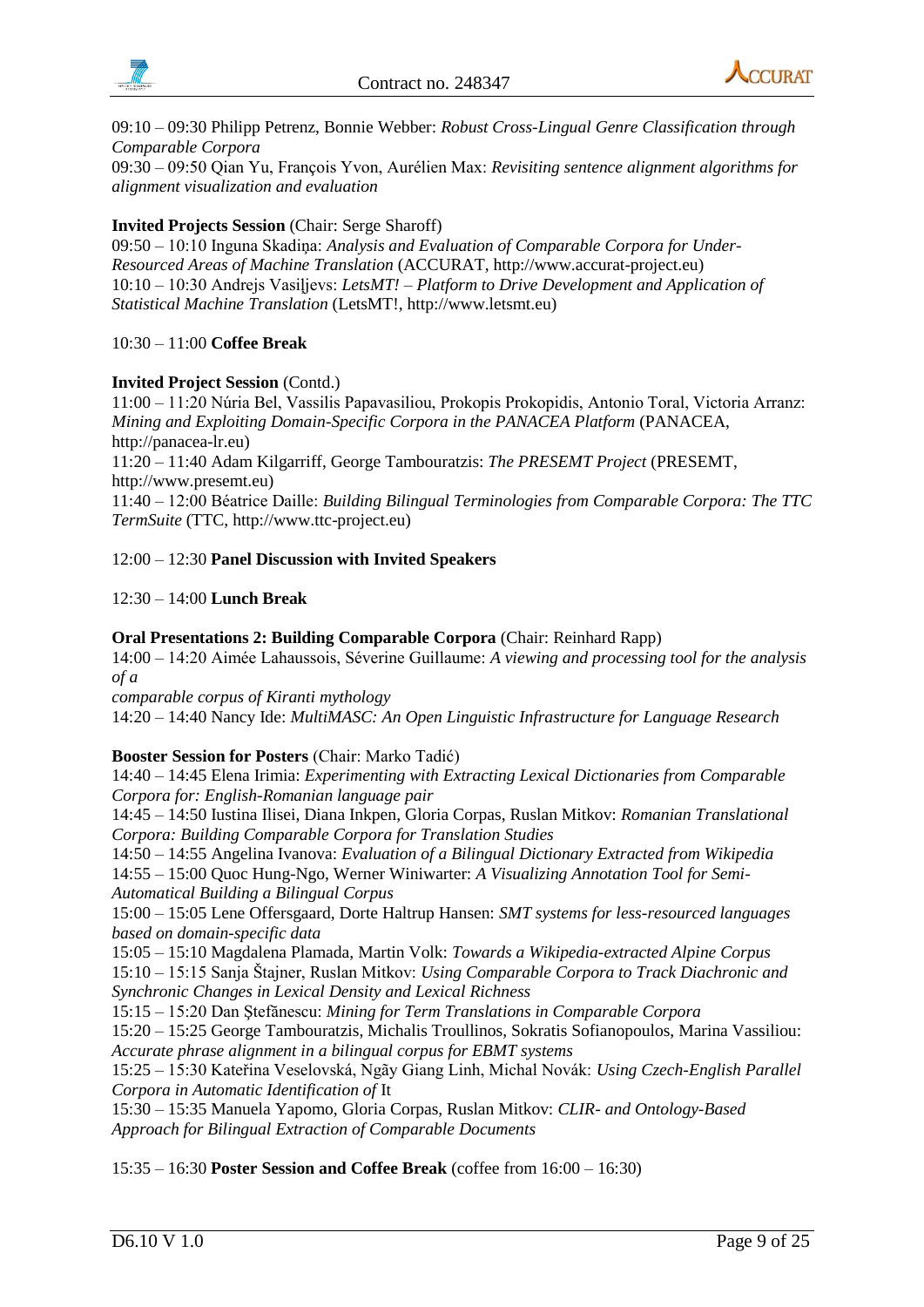09:10 – 09:30 Philipp Petrenz, Bonnie Webber: *Robust Cross-Lingual Genre Classification through Comparable Corpora*
09:30 – 09:50 Qian Yu, François Yvon, Aurélien Max: *Revisiting sentence alignment algorithms for alignment visualization and evaluation*

**Invited Projects Session** (Chair: Serge Sharoff)
09:50 – 10:10 Inguna Skadiņa: *Analysis and Evaluation of Comparable Corpora for Under-Resourced Areas of Machine Translation* (ACCURAT, http://www.accurat-project.eu)
10:10 – 10:30 Andrejs Vasiļjevs: *LetsMT! – Platform to Drive Development and Application of Statistical Machine Translation* (LetsMT!, http://www.letsmt.eu)

10:30 – 11:00 **Coffee Break**

**Invited Project Session** (Contd.)
11:00 – 11:20 Núria Bel, Vassilis Papavasiliou, Prokopis Prokopidis, Antonio Toral, Victoria Arranz: *Mining and Exploiting Domain-Specific Corpora in the PANACEA Platform* (PANACEA, http://panacea-lr.eu)
11:20 – 11:40 Adam Kilgarriff, George Tambouratzis: *The PRESEMT Project* (PRESEMT, http://www.presemt.eu)
11:40 – 12:00 Béatrice Daille: *Building Bilingual Terminologies from Comparable Corpora: The TTC TermSuite* (TTC, http://www.ttc-project.eu)

12:00 – 12:30 **Panel Discussion with Invited Speakers**

12:30 – 14:00 **Lunch Break**

**Oral Presentations 2: Building Comparable Corpora** (Chair: Reinhard Rapp)
14:00 – 14:20 Aimée Lahaussois, Séverine Guillaume: *A viewing and processing tool for the analysis of a*
*comparable corpus of Kiranti mythology*
14:20 – 14:40 Nancy Ide: *MultiMASC: An Open Linguistic Infrastructure for Language Research*

**Booster Session for Posters** (Chair: Marko Tadić)
14:40 – 14:45 Elena Irimia: *Experimenting with Extracting Lexical Dictionaries from Comparable Corpora for: English-Romanian language pair*
14:45 – 14:50 Iustina Ilisei, Diana Inkpen, Gloria Corpas, Ruslan Mitkov: *Romanian Translational Corpora: Building Comparable Corpora for Translation Studies*
14:50 – 14:55 Angelina Ivanova: *Evaluation of a Bilingual Dictionary Extracted from Wikipedia*
14:55 – 15:00 Quoc Hung-Ngo, Werner Winiwarter: *A Visualizing Annotation Tool for Semi-Automatical Building a Bilingual Corpus*
15:00 – 15:05 Lene Offersgaard, Dorte Haltrup Hansen: *SMT systems for less-resourced languages based on domain-specific data*
15:05 – 15:10 Magdalena Plamada, Martin Volk: *Towards a Wikipedia-extracted Alpine Corpus*
15:10 – 15:15 Sanja Štajner, Ruslan Mitkov: *Using Comparable Corpora to Track Diachronic and Synchronic Changes in Lexical Density and Lexical Richness*
15:15 – 15:20 Dan Ştefănescu: *Mining for Term Translations in Comparable Corpora*
15:20 – 15:25 George Tambouratzis, Michalis Troullinos, Sokratis Sofianopoulos, Marina Vassiliou: *Accurate phrase alignment in a bilingual corpus for EBMT systems*
15:25 – 15:30 Kateřina Veselovská, Ngãy Giang Linh, Michal Novák: *Using Czech-English Parallel Corpora in Automatic Identification of* It
15:30 – 15:35 Manuela Yapomo, Gloria Corpas, Ruslan Mitkov: *CLIR- and Ontology-Based Approach for Bilingual Extraction of Comparable Documents*

15:35 – 16:30 **Poster Session and Coffee Break** (coffee from 16:00 – 16:30)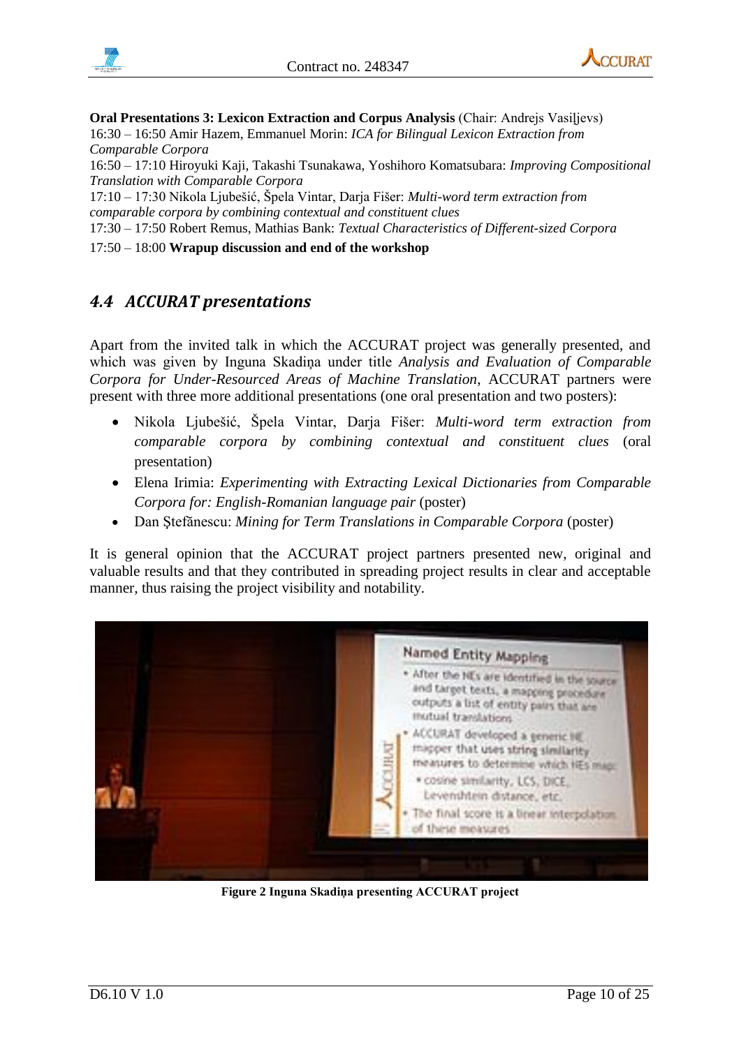**Oral Presentations 3: Lexicon Extraction and Corpus Analysis** (Chair: Andrejs Vasiļjevs)
16:30 – 16:50 Amir Hazem, Emmanuel Morin: *ICA for Bilingual Lexicon Extraction from Comparable Corpora*
16:50 – 17:10 Hiroyuki Kaji, Takashi Tsunakawa, Yoshihoro Komatsubara: *Improving Compositional Translation with Comparable Corpora*
17:10 – 17:30 Nikola Ljubešić, Špela Vintar, Darja Fišer: *Multi-word term extraction from comparable corpora by combining contextual and constituent clues*
17:30 – 17:50 Robert Remus, Mathias Bank: *Textual Characteristics of Different-sized Corpora*
17:50 – 18:00 **Wrapup discussion and end of the workshop**

## *4.4 ACCURAT presentations*

Apart from the invited talk in which the ACCURAT project was generally presented, and which was given by Inguna Skadiņa under title *Analysis and Evaluation of Comparable Corpora for Under-Resourced Areas of Machine Translation*, ACCURAT partners were present with three more additional presentations (one oral presentation and two posters):

- Nikola Ljubešić, Špela Vintar, Darja Fišer: *Multi-word term extraction from comparable corpora by combining contextual and constituent clues* (oral presentation)
- Elena Irimia: *Experimenting with Extracting Lexical Dictionaries from Comparable Corpora for: English-Romanian language pair* (poster)
- Dan Ştefănescu: *Mining for Term Translations in Comparable Corpora* (poster)

It is general opinion that the ACCURAT project partners presented new, original and valuable results and that they contributed in spreading project results in clear and acceptable manner, thus raising the project visibility and notability.

**Figure 2 Inguna Skadiņa presenting ACCURAT project**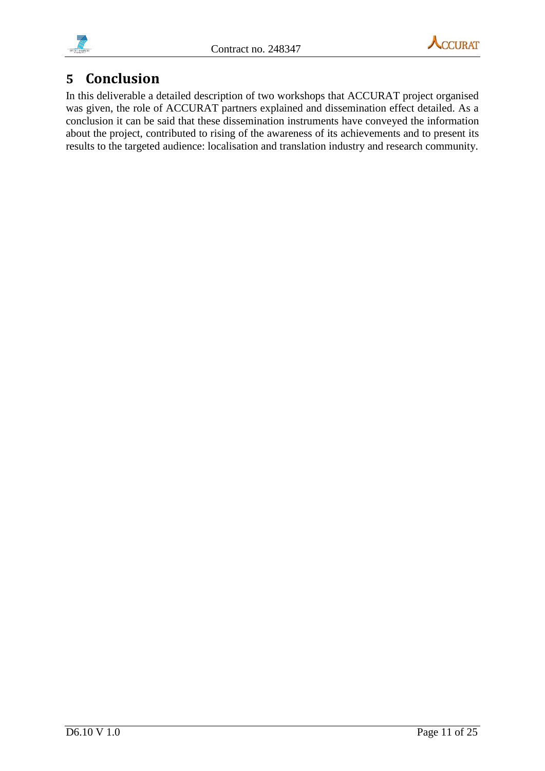# 5 Conclusion

In this deliverable a detailed description of two workshops that ACCURAT project organised was given, the role of ACCURAT partners explained and dissemination effect detailed. As a conclusion it can be said that these dissemination instruments have conveyed the information about the project, contributed to rising of the awareness of its achievements and to present its results to the targeted audience: localisation and translation industry and research community.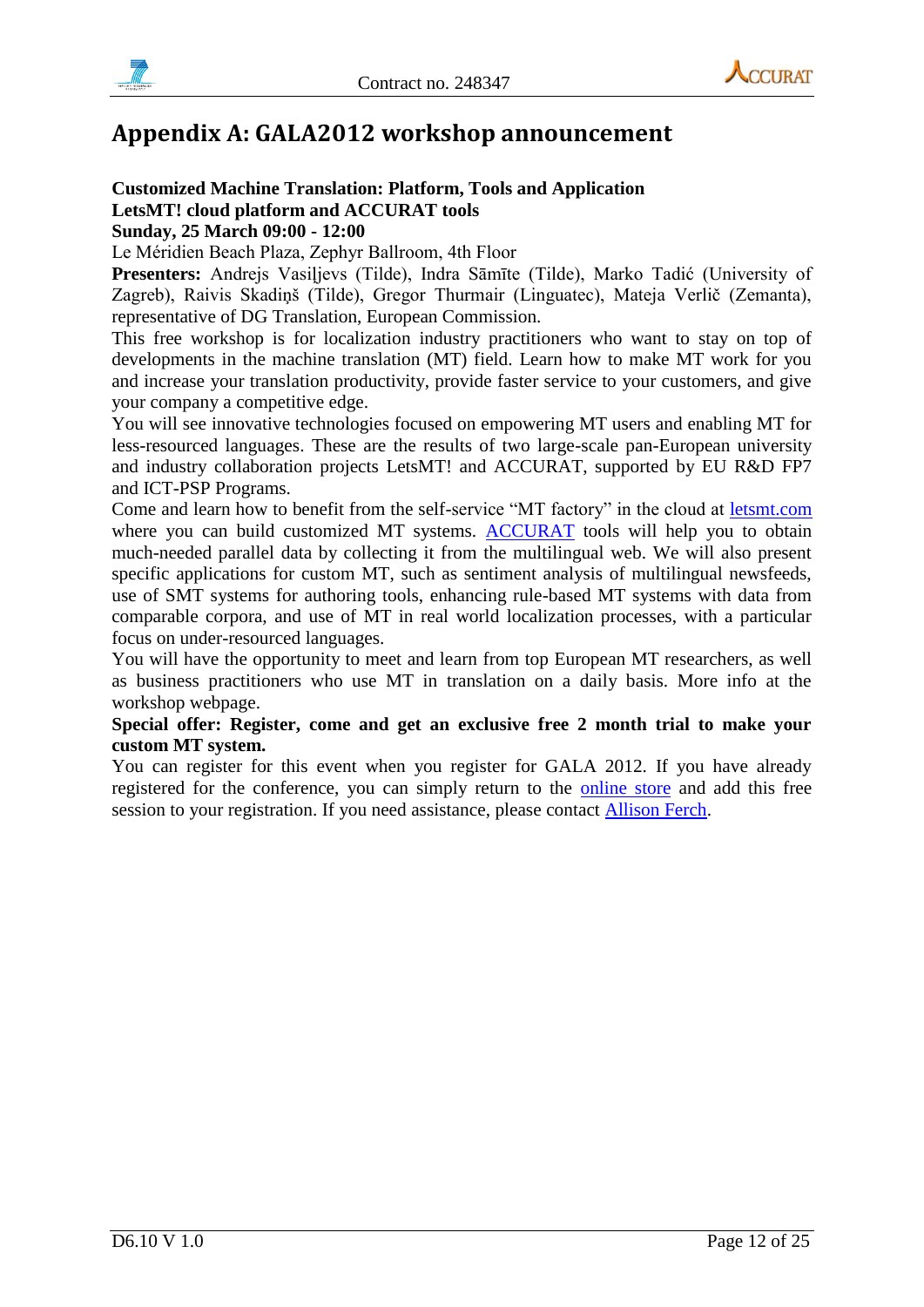# Appendix A: GALA2012 workshop announcement

**Customized Machine Translation: Platform, Tools and Application**
**LetsMT! cloud platform and ACCURAT tools**
**Sunday, 25 March 09:00 - 12:00**

Le Méridien Beach Plaza, Zephyr Ballroom, 4th Floor

**Presenters:** Andrejs Vasiļjevs (Tilde), Indra Sāmīte (Tilde), Marko Tadić (University of Zagreb), Raivis Skadiņš (Tilde), Gregor Thurmair (Linguatec), Mateja Verlič (Zemanta), representative of DG Translation, European Commission.

This free workshop is for localization industry practitioners who want to stay on top of developments in the machine translation (MT) field. Learn how to make MT work for you and increase your translation productivity, provide faster service to your customers, and give your company a competitive edge.

You will see innovative technologies focused on empowering MT users and enabling MT for less-resourced languages. These are the results of two large-scale pan-European university and industry collaboration projects LetsMT! and ACCURAT, supported by EU R&D FP7 and ICT-PSP Programs.

Come and learn how to benefit from the self-service "MT factory" in the cloud at letsmt.com where you can build customized MT systems. ACCURAT tools will help you to obtain much-needed parallel data by collecting it from the multilingual web. We will also present specific applications for custom MT, such as sentiment analysis of multilingual newsfeeds, use of SMT systems for authoring tools, enhancing rule-based MT systems with data from comparable corpora, and use of MT in real world localization processes, with a particular focus on under-resourced languages.

You will have the opportunity to meet and learn from top European MT researchers, as well as business practitioners who use MT in translation on a daily basis. More info at the workshop webpage.

**Special offer: Register, come and get an exclusive free 2 month trial to make your custom MT system.**

You can register for this event when you register for GALA 2012. If you have already registered for the conference, you can simply return to the online store and add this free session to your registration. If you need assistance, please contact Allison Ferch.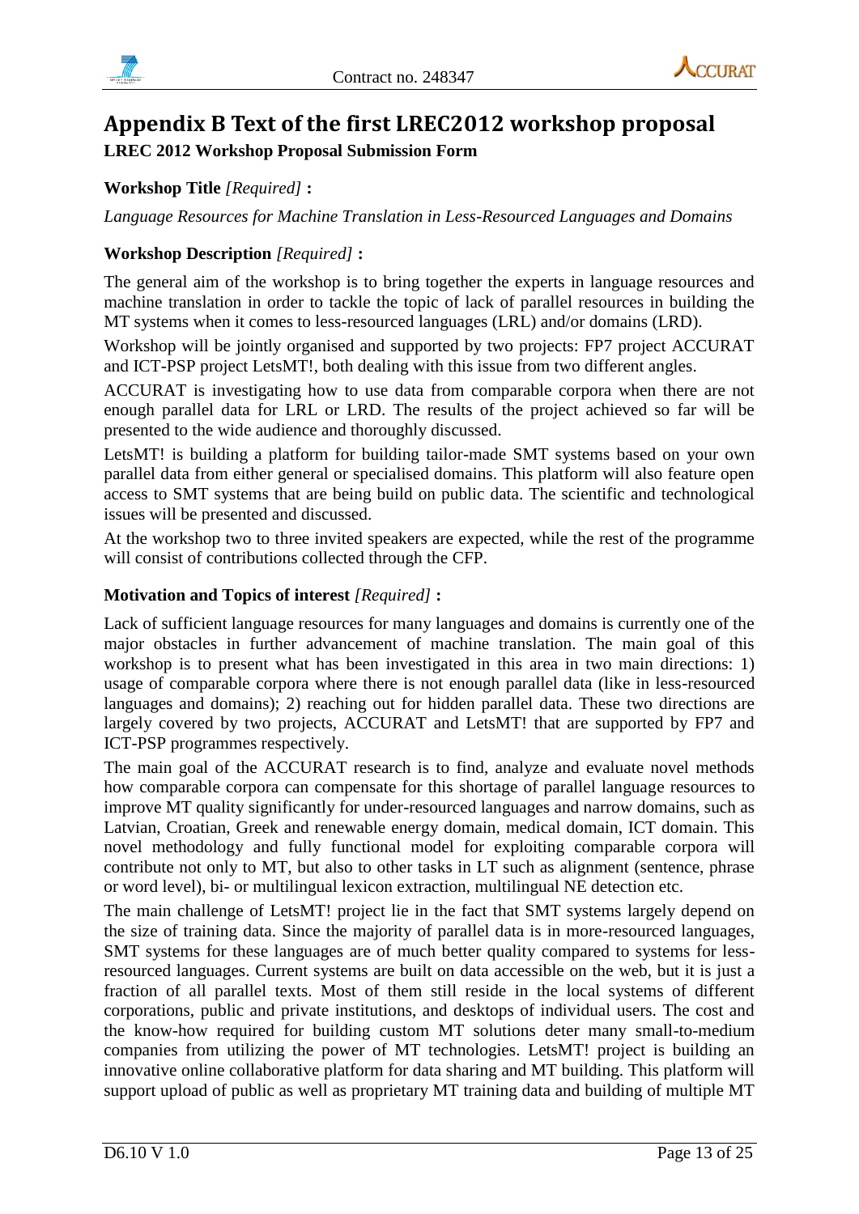# Appendix B Text of the first LREC2012 workshop proposal

**LREC 2012 Workshop Proposal Submission Form**

**Workshop Title** *[Required]* **:**

*Language Resources for Machine Translation in Less-Resourced Languages and Domains*

**Workshop Description** *[Required]* **:**

The general aim of the workshop is to bring together the experts in language resources and machine translation in order to tackle the topic of lack of parallel resources in building the MT systems when it comes to less-resourced languages (LRL) and/or domains (LRD).

Workshop will be jointly organised and supported by two projects: FP7 project ACCURAT and ICT-PSP project LetsMT!, both dealing with this issue from two different angles.

ACCURAT is investigating how to use data from comparable corpora when there are not enough parallel data for LRL or LRD. The results of the project achieved so far will be presented to the wide audience and thoroughly discussed.

LetsMT! is building a platform for building tailor-made SMT systems based on your own parallel data from either general or specialised domains. This platform will also feature open access to SMT systems that are being build on public data. The scientific and technological issues will be presented and discussed.

At the workshop two to three invited speakers are expected, while the rest of the programme will consist of contributions collected through the CFP.

**Motivation and Topics of interest** *[Required]* **:**

Lack of sufficient language resources for many languages and domains is currently one of the major obstacles in further advancement of machine translation. The main goal of this workshop is to present what has been investigated in this area in two main directions: 1) usage of comparable corpora where there is not enough parallel data (like in less-resourced languages and domains); 2) reaching out for hidden parallel data. These two directions are largely covered by two projects, ACCURAT and LetsMT! that are supported by FP7 and ICT-PSP programmes respectively.

The main goal of the ACCURAT research is to find, analyze and evaluate novel methods how comparable corpora can compensate for this shortage of parallel language resources to improve MT quality significantly for under-resourced languages and narrow domains, such as Latvian, Croatian, Greek and renewable energy domain, medical domain, ICT domain. This novel methodology and fully functional model for exploiting comparable corpora will contribute not only to MT, but also to other tasks in LT such as alignment (sentence, phrase or word level), bi- or multilingual lexicon extraction, multilingual NE detection etc.

The main challenge of LetsMT! project lie in the fact that SMT systems largely depend on the size of training data. Since the majority of parallel data is in more-resourced languages, SMT systems for these languages are of much better quality compared to systems for less-resourced languages. Current systems are built on data accessible on the web, but it is just a fraction of all parallel texts. Most of them still reside in the local systems of different corporations, public and private institutions, and desktops of individual users. The cost and the know-how required for building custom MT solutions deter many small-to-medium companies from utilizing the power of MT technologies. LetsMT! project is building an innovative online collaborative platform for data sharing and MT building. This platform will support upload of public as well as proprietary MT training data and building of multiple MT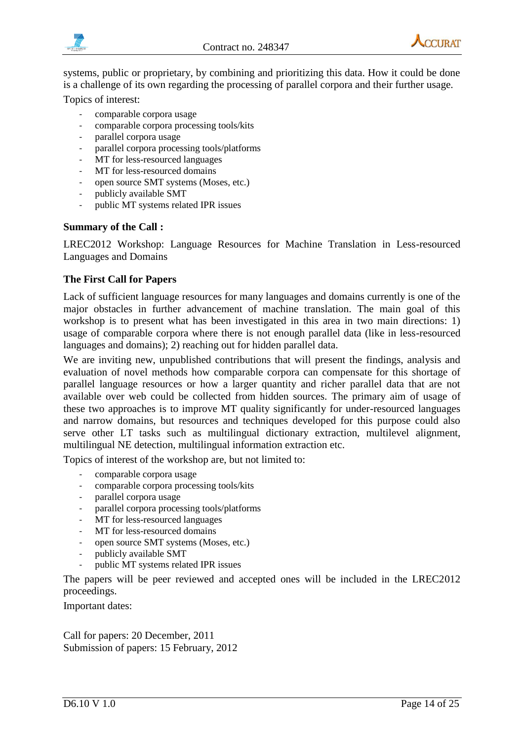systems, public or proprietary, by combining and prioritizing this data. How it could be done is a challenge of its own regarding the processing of parallel corpora and their further usage.

Topics of interest:

- comparable corpora usage
- comparable corpora processing tools/kits
- parallel corpora usage
- parallel corpora processing tools/platforms
- MT for less-resourced languages
- MT for less-resourced domains
- open source SMT systems (Moses, etc.)
- publicly available SMT
- public MT systems related IPR issues

**Summary of the Call :**

LREC2012 Workshop: Language Resources for Machine Translation in Less-resourced Languages and Domains

**The First Call for Papers**

Lack of sufficient language resources for many languages and domains currently is one of the major obstacles in further advancement of machine translation. The main goal of this workshop is to present what has been investigated in this area in two main directions: 1) usage of comparable corpora where there is not enough parallel data (like in less-resourced languages and domains); 2) reaching out for hidden parallel data.

We are inviting new, unpublished contributions that will present the findings, analysis and evaluation of novel methods how comparable corpora can compensate for this shortage of parallel language resources or how a larger quantity and richer parallel data that are not available over web could be collected from hidden sources. The primary aim of usage of these two approaches is to improve MT quality significantly for under-resourced languages and narrow domains, but resources and techniques developed for this purpose could also serve other LT tasks such as multilingual dictionary extraction, multilevel alignment, multilingual NE detection, multilingual information extraction etc.

Topics of interest of the workshop are, but not limited to:

- comparable corpora usage
- comparable corpora processing tools/kits
- parallel corpora usage
- parallel corpora processing tools/platforms
- MT for less-resourced languages
- MT for less-resourced domains
- open source SMT systems (Moses, etc.)
- publicly available SMT
- public MT systems related IPR issues

The papers will be peer reviewed and accepted ones will be included in the LREC2012 proceedings.

Important dates:

Call for papers: 20 December, 2011
Submission of papers: 15 February, 2012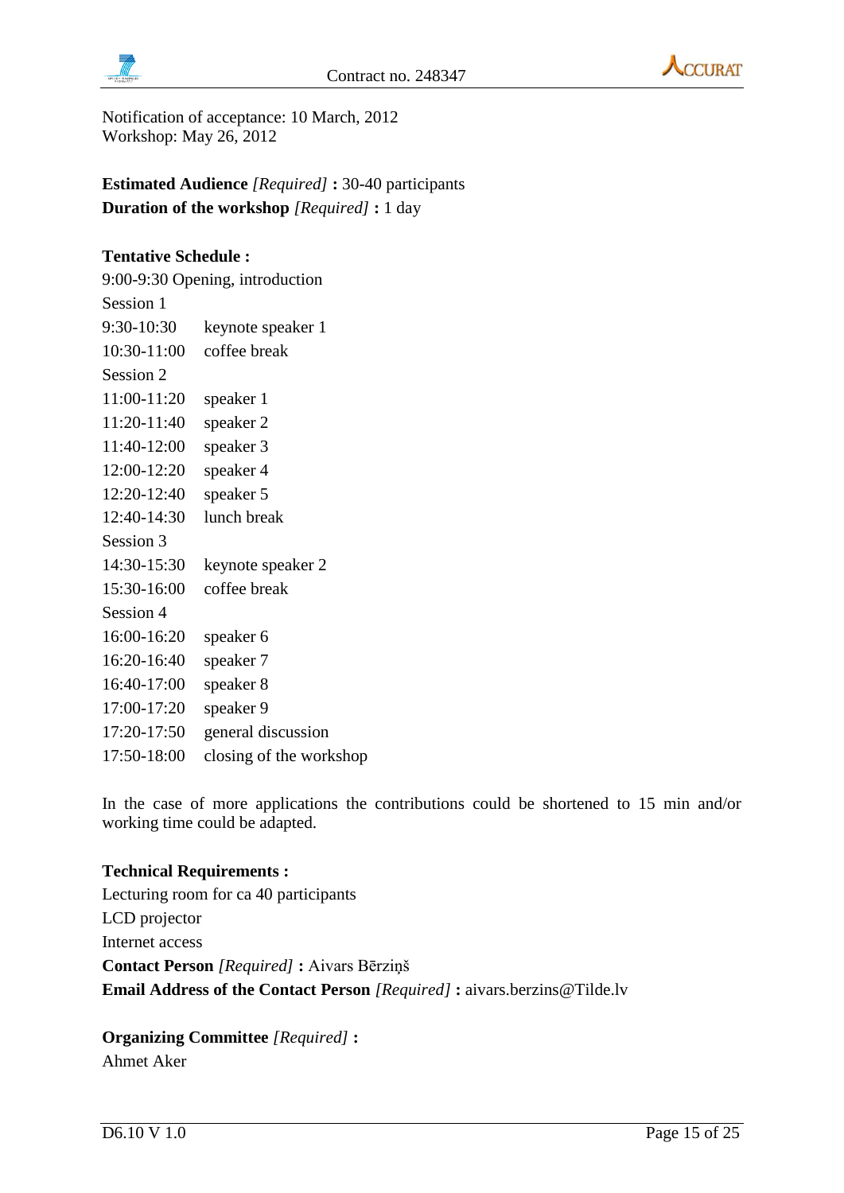Notification of acceptance: 10 March, 2012
Workshop: May 26, 2012

**Estimated Audience** *[Required]* **:** 30-40 participants
**Duration of the workshop** *[Required]* **:** 1 day

**Tentative Schedule :**

9:00-9:30 Opening, introduction

Session 1

| | |
|---|---|
| 9:30-10:30 | keynote speaker 1 |
| 10:30-11:00 | coffee break |

Session 2

| | |
|---|---|
| 11:00-11:20 | speaker 1 |
| 11:20-11:40 | speaker 2 |
| 11:40-12:00 | speaker 3 |
| 12:00-12:20 | speaker 4 |
| 12:20-12:40 | speaker 5 |
| 12:40-14:30 | lunch break |

Session 3

| | |
|---|---|
| 14:30-15:30 | keynote speaker 2 |
| 15:30-16:00 | coffee break |

Session 4

| | |
|---|---|
| 16:00-16:20 | speaker 6 |
| 16:20-16:40 | speaker 7 |
| 16:40-17:00 | speaker 8 |
| 17:00-17:20 | speaker 9 |
| 17:20-17:50 | general discussion |
| 17:50-18:00 | closing of the workshop |

In the case of more applications the contributions could be shortened to 15 min and/or working time could be adapted.

**Technical Requirements :**

Lecturing room for ca 40 participants
LCD projector
Internet access

**Contact Person** *[Required]* **:** Aivars Bērziņš
**Email Address of the Contact Person** *[Required]* **:** aivars.berzins@Tilde.lv

**Organizing Committee** *[Required]* **:**

Ahmet Aker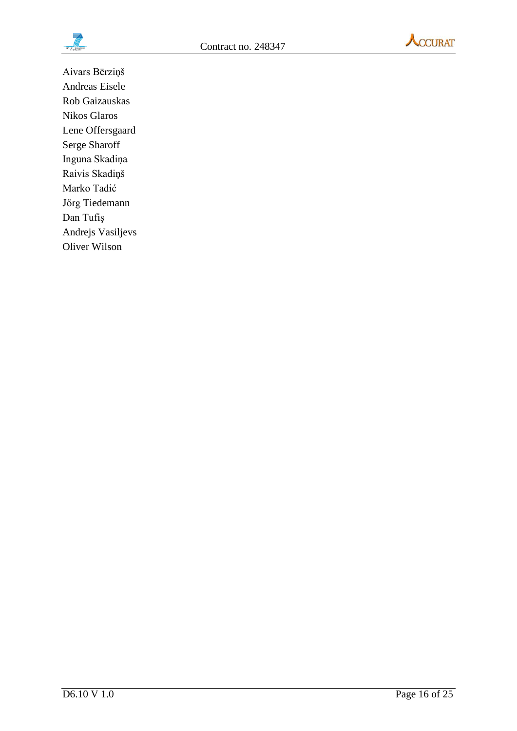Aivars Bērziņš
Andreas Eisele
Rob Gaizauskas
Nikos Glaros
Lene Offersgaard
Serge Sharoff
Inguna Skadiņa
Raivis Skadiņš
Marko Tadić
Jörg Tiedemann
Dan Tufiş
Andrejs Vasiļjevs
Oliver Wilson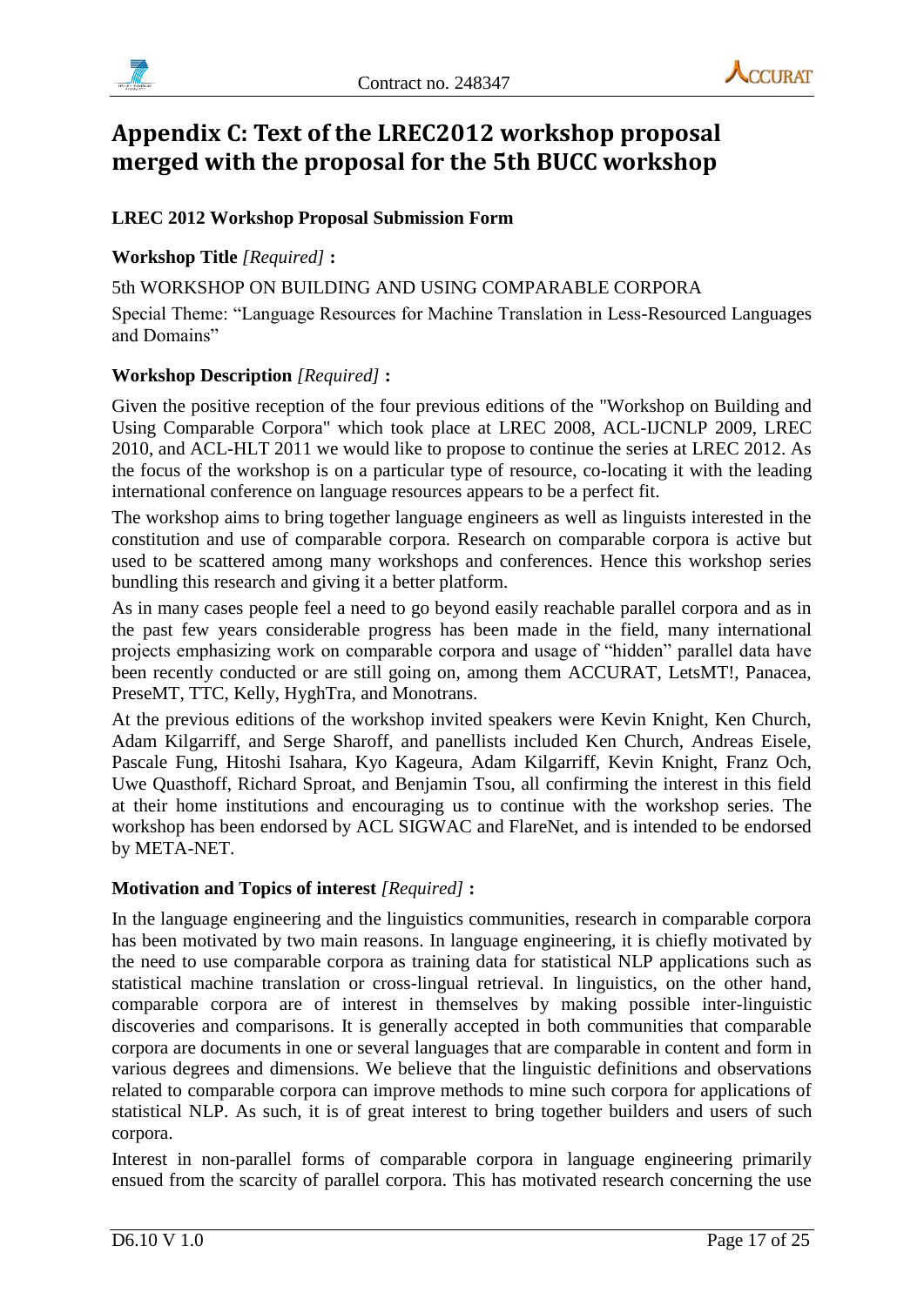# Appendix C: Text of the LREC2012 workshop proposal merged with the proposal for the 5th BUCC workshop

**LREC 2012 Workshop Proposal Submission Form**

**Workshop Title** *[Required]* **:**

5th WORKSHOP ON BUILDING AND USING COMPARABLE CORPORA

Special Theme: "Language Resources for Machine Translation in Less-Resourced Languages and Domains"

**Workshop Description** *[Required]* **:**

Given the positive reception of the four previous editions of the "Workshop on Building and Using Comparable Corpora" which took place at LREC 2008, ACL-IJCNLP 2009, LREC 2010, and ACL-HLT 2011 we would like to propose to continue the series at LREC 2012. As the focus of the workshop is on a particular type of resource, co-locating it with the leading international conference on language resources appears to be a perfect fit.

The workshop aims to bring together language engineers as well as linguists interested in the constitution and use of comparable corpora. Research on comparable corpora is active but used to be scattered among many workshops and conferences. Hence this workshop series bundling this research and giving it a better platform.

As in many cases people feel a need to go beyond easily reachable parallel corpora and as in the past few years considerable progress has been made in the field, many international projects emphasizing work on comparable corpora and usage of "hidden" parallel data have been recently conducted or are still going on, among them ACCURAT, LetsMT!, Panacea, PreseMT, TTC, Kelly, HyghTra, and Monotrans.

At the previous editions of the workshop invited speakers were Kevin Knight, Ken Church, Adam Kilgarriff, and Serge Sharoff, and panellists included Ken Church, Andreas Eisele, Pascale Fung, Hitoshi Isahara, Kyo Kageura, Adam Kilgarriff, Kevin Knight, Franz Och, Uwe Quasthoff, Richard Sproat, and Benjamin Tsou, all confirming the interest in this field at their home institutions and encouraging us to continue with the workshop series. The workshop has been endorsed by ACL SIGWAC and FlareNet, and is intended to be endorsed by META-NET.

**Motivation and Topics of interest** *[Required]* **:**

In the language engineering and the linguistics communities, research in comparable corpora has been motivated by two main reasons. In language engineering, it is chiefly motivated by the need to use comparable corpora as training data for statistical NLP applications such as statistical machine translation or cross-lingual retrieval. In linguistics, on the other hand, comparable corpora are of interest in themselves by making possible inter-linguistic discoveries and comparisons. It is generally accepted in both communities that comparable corpora are documents in one or several languages that are comparable in content and form in various degrees and dimensions. We believe that the linguistic definitions and observations related to comparable corpora can improve methods to mine such corpora for applications of statistical NLP. As such, it is of great interest to bring together builders and users of such corpora.

Interest in non-parallel forms of comparable corpora in language engineering primarily ensued from the scarcity of parallel corpora. This has motivated research concerning the use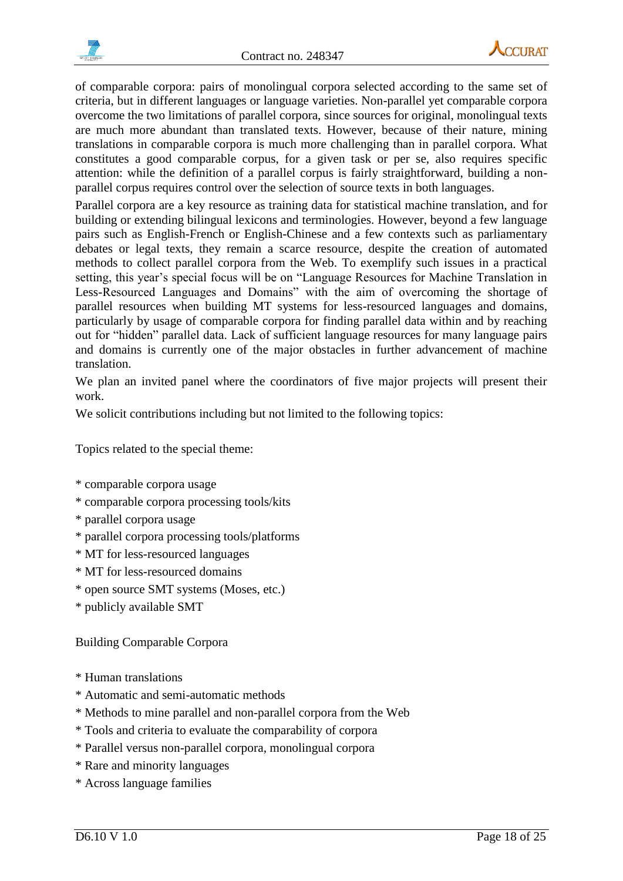of comparable corpora: pairs of monolingual corpora selected according to the same set of criteria, but in different languages or language varieties. Non-parallel yet comparable corpora overcome the two limitations of parallel corpora, since sources for original, monolingual texts are much more abundant than translated texts. However, because of their nature, mining translations in comparable corpora is much more challenging than in parallel corpora. What constitutes a good comparable corpus, for a given task or per se, also requires specific attention: while the definition of a parallel corpus is fairly straightforward, building a non-parallel corpus requires control over the selection of source texts in both languages.

Parallel corpora are a key resource as training data for statistical machine translation, and for building or extending bilingual lexicons and terminologies. However, beyond a few language pairs such as English-French or English-Chinese and a few contexts such as parliamentary debates or legal texts, they remain a scarce resource, despite the creation of automated methods to collect parallel corpora from the Web. To exemplify such issues in a practical setting, this year's special focus will be on "Language Resources for Machine Translation in Less-Resourced Languages and Domains" with the aim of overcoming the shortage of parallel resources when building MT systems for less-resourced languages and domains, particularly by usage of comparable corpora for finding parallel data within and by reaching out for "hidden" parallel data. Lack of sufficient language resources for many language pairs and domains is currently one of the major obstacles in further advancement of machine translation.

We plan an invited panel where the coordinators of five major projects will present their work.

We solicit contributions including but not limited to the following topics:

Topics related to the special theme:

* comparable corpora usage
* comparable corpora processing tools/kits
* parallel corpora usage
* parallel corpora processing tools/platforms
* MT for less-resourced languages
* MT for less-resourced domains
* open source SMT systems (Moses, etc.)
* publicly available SMT

Building Comparable Corpora

* Human translations
* Automatic and semi-automatic methods
* Methods to mine parallel and non-parallel corpora from the Web
* Tools and criteria to evaluate the comparability of corpora
* Parallel versus non-parallel corpora, monolingual corpora
* Rare and minority languages
* Across language families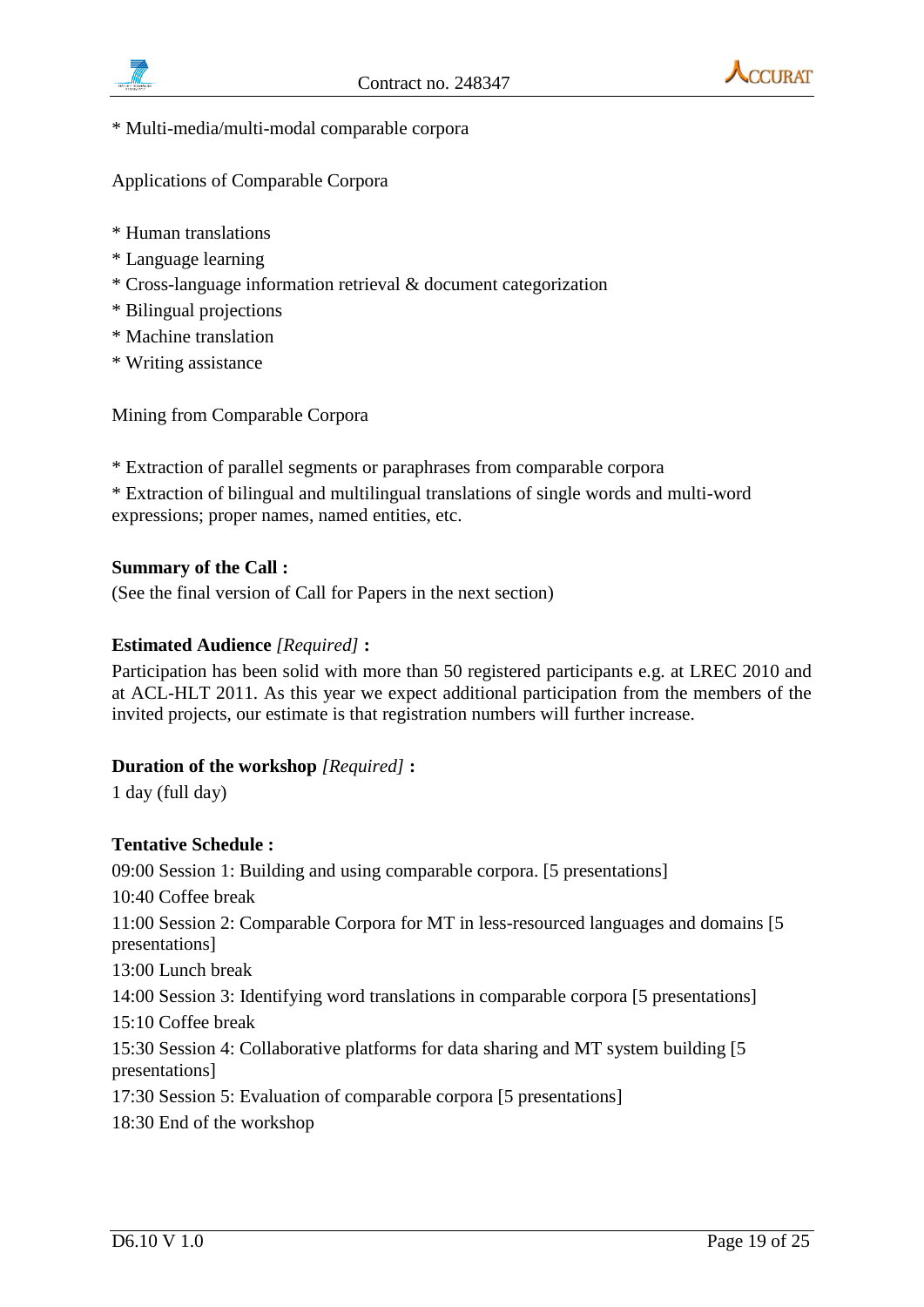* Multi-media/multi-modal comparable corpora

Applications of Comparable Corpora

* Human translations
* Language learning
* Cross-language information retrieval & document categorization
* Bilingual projections
* Machine translation
* Writing assistance

Mining from Comparable Corpora

* Extraction of parallel segments or paraphrases from comparable corpora
* Extraction of bilingual and multilingual translations of single words and multi-word expressions; proper names, named entities, etc.

**Summary of the Call :**

(See the final version of Call for Papers in the next section)

**Estimated Audience** *[Required]* **:**

Participation has been solid with more than 50 registered participants e.g. at LREC 2010 and at ACL-HLT 2011. As this year we expect additional participation from the members of the invited projects, our estimate is that registration numbers will further increase.

**Duration of the workshop** *[Required]* **:**

1 day (full day)

**Tentative Schedule :**

09:00 Session 1: Building and using comparable corpora. [5 presentations]

10:40 Coffee break

11:00 Session 2: Comparable Corpora for MT in less-resourced languages and domains [5 presentations]

13:00 Lunch break

14:00 Session 3: Identifying word translations in comparable corpora [5 presentations]

15:10 Coffee break

15:30 Session 4: Collaborative platforms for data sharing and MT system building [5 presentations]

17:30 Session 5: Evaluation of comparable corpora [5 presentations]

18:30 End of the workshop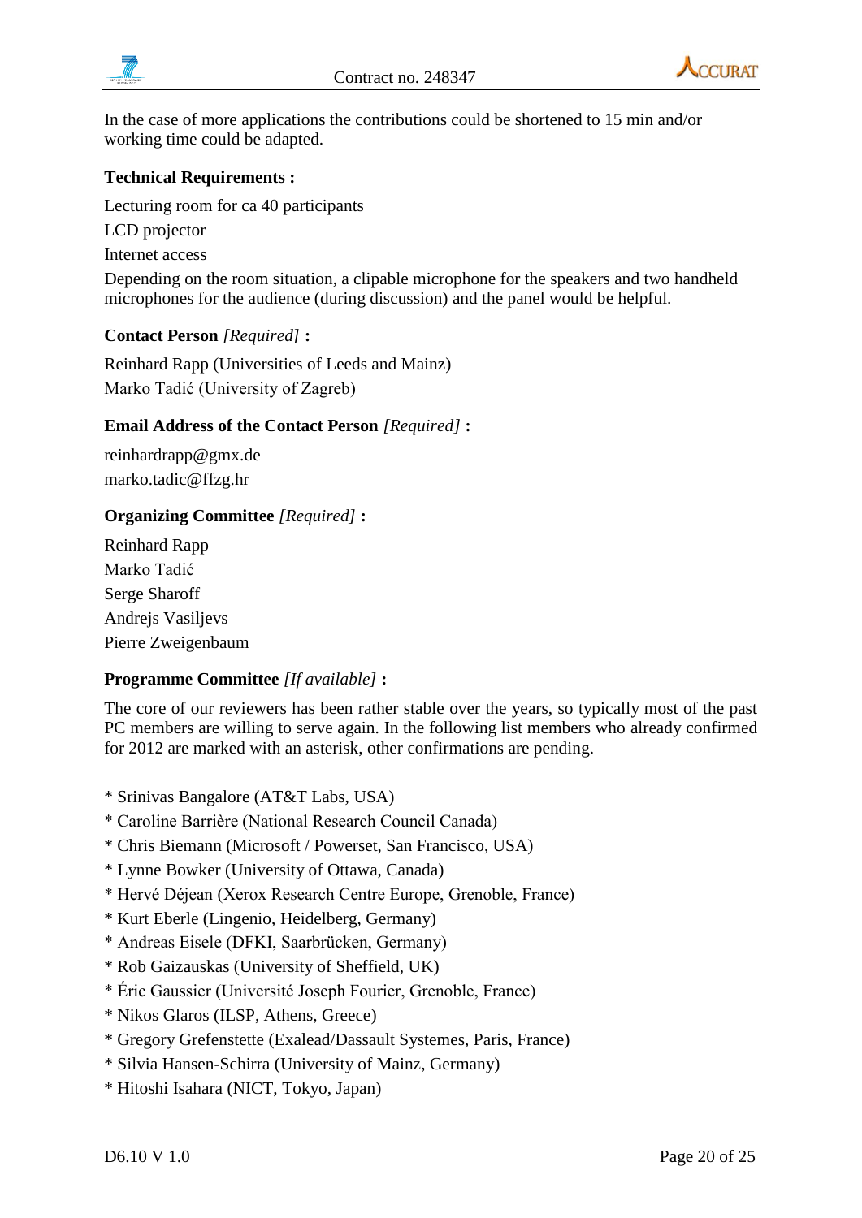In the case of more applications the contributions could be shortened to 15 min and/or working time could be adapted.

**Technical Requirements :**

Lecturing room for ca 40 participants

LCD projector

Internet access

Depending on the room situation, a clipable microphone for the speakers and two handheld microphones for the audience (during discussion) and the panel would be helpful.

**Contact Person** *[Required]* **:**

Reinhard Rapp (Universities of Leeds and Mainz)
Marko Tadić (University of Zagreb)

**Email Address of the Contact Person** *[Required]* **:**

reinhardrapp@gmx.de
marko.tadic@ffzg.hr

**Organizing Committee** *[Required]* **:**

Reinhard Rapp
Marko Tadić
Serge Sharoff
Andrejs Vasiljevs
Pierre Zweigenbaum

**Programme Committee** *[If available]* **:**

The core of our reviewers has been rather stable over the years, so typically most of the past PC members are willing to serve again. In the following list members who already confirmed for 2012 are marked with an asterisk, other confirmations are pending.

\* Srinivas Bangalore (AT&T Labs, USA)
\* Caroline Barrière (National Research Council Canada)
\* Chris Biemann (Microsoft / Powerset, San Francisco, USA)
\* Lynne Bowker (University of Ottawa, Canada)
\* Hervé Déjean (Xerox Research Centre Europe, Grenoble, France)
\* Kurt Eberle (Lingenio, Heidelberg, Germany)
\* Andreas Eisele (DFKI, Saarbrücken, Germany)
\* Rob Gaizauskas (University of Sheffield, UK)
\* Éric Gaussier (Université Joseph Fourier, Grenoble, France)
\* Nikos Glaros (ILSP, Athens, Greece)
\* Gregory Grefenstette (Exalead/Dassault Systemes, Paris, France)
\* Silvia Hansen-Schirra (University of Mainz, Germany)
\* Hitoshi Isahara (NICT, Tokyo, Japan)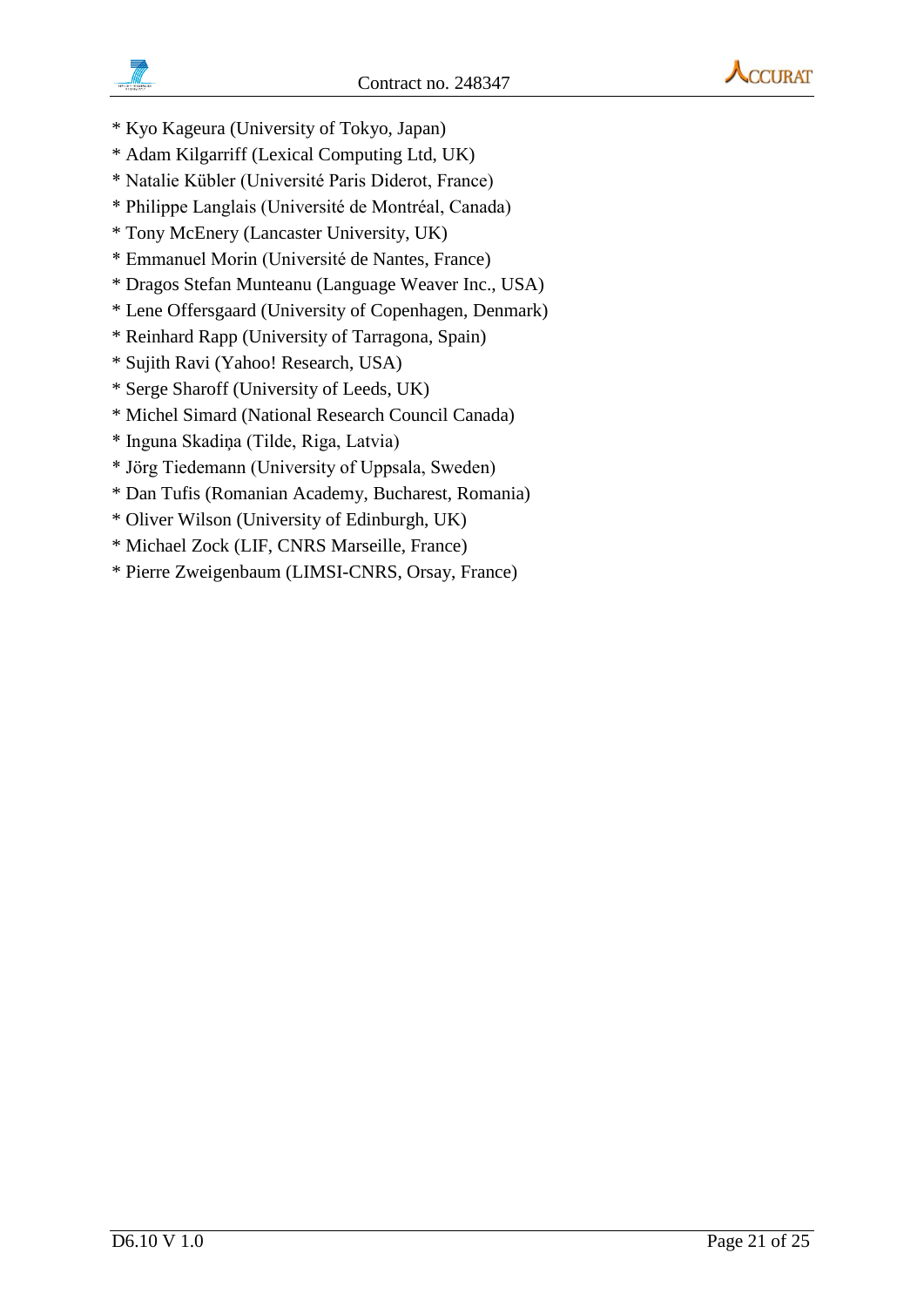* Kyo Kageura (University of Tokyo, Japan)
* Adam Kilgarriff (Lexical Computing Ltd, UK)
* Natalie Kübler (Université Paris Diderot, France)
* Philippe Langlais (Université de Montréal, Canada)
* Tony McEnery (Lancaster University, UK)
* Emmanuel Morin (Université de Nantes, France)
* Dragos Stefan Munteanu (Language Weaver Inc., USA)
* Lene Offersgaard (University of Copenhagen, Denmark)
* Reinhard Rapp (University of Tarragona, Spain)
* Sujith Ravi (Yahoo! Research, USA)
* Serge Sharoff (University of Leeds, UK)
* Michel Simard (National Research Council Canada)
* Inguna Skadiņa (Tilde, Riga, Latvia)
* Jörg Tiedemann (University of Uppsala, Sweden)
* Dan Tufis (Romanian Academy, Bucharest, Romania)
* Oliver Wilson (University of Edinburgh, UK)
* Michael Zock (LIF, CNRS Marseille, France)
* Pierre Zweigenbaum (LIMSI-CNRS, Orsay, France)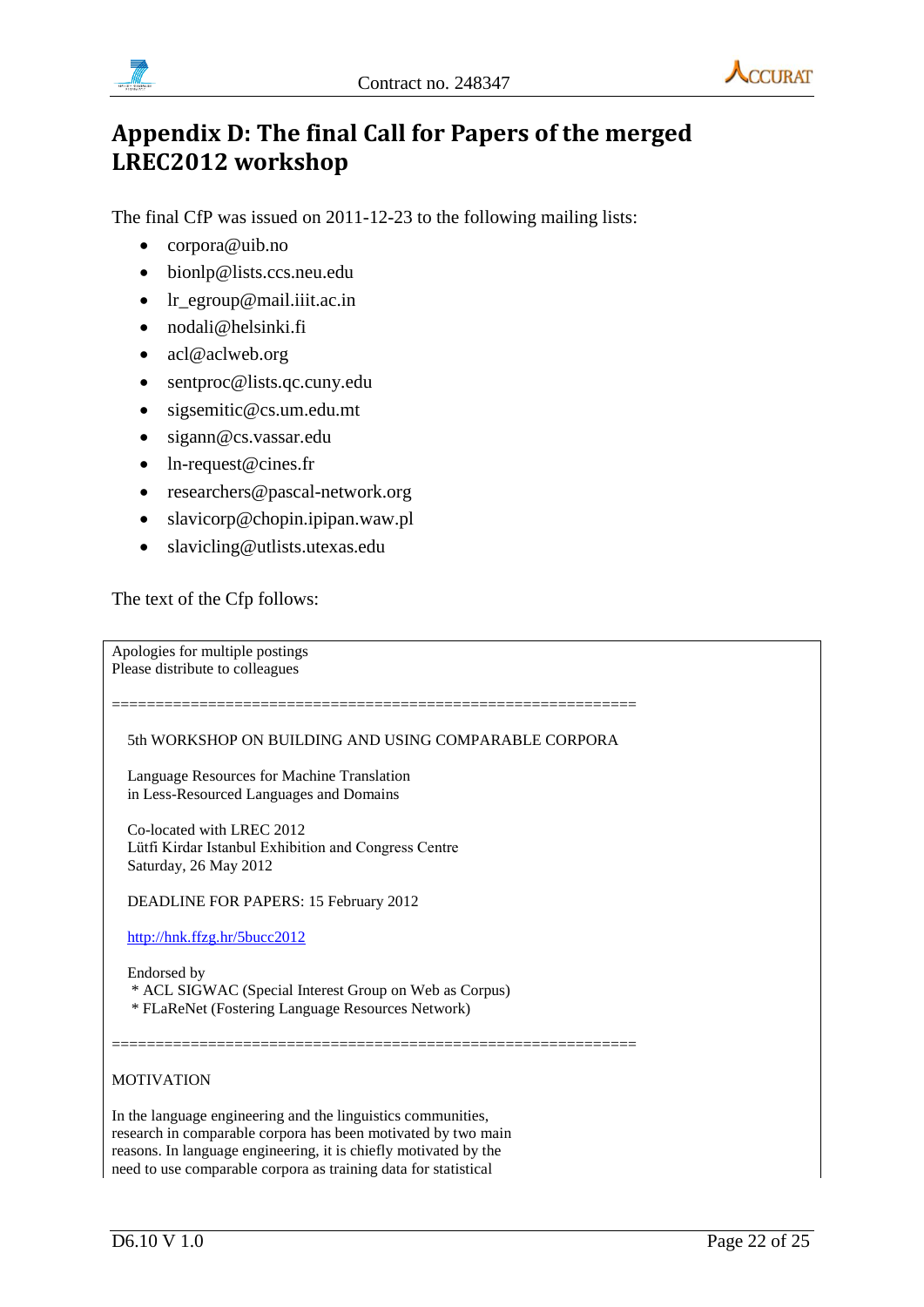# Appendix D: The final Call for Papers of the merged LREC2012 workshop

The final CfP was issued on 2011-12-23 to the following mailing lists:

- corpora@uib.no
- bionlp@lists.ccs.neu.edu
- lr_egroup@mail.iiit.ac.in
- nodali@helsinki.fi
- acl@aclweb.org
- sentproc@lists.qc.cuny.edu
- sigsemitic@cs.um.edu.mt
- sigann@cs.vassar.edu
- ln-request@cines.fr
- researchers@pascal-network.org
- slavicorp@chopin.ipipan.waw.pl
- slavicling@utlists.utexas.edu

The text of the Cfp follows:

```
Apologies for multiple postings
Please distribute to colleagues

============================================================

   5th WORKSHOP ON BUILDING AND USING COMPARABLE CORPORA

   Language Resources for Machine Translation
   in Less-Resourced Languages and Domains

   Co-located with LREC 2012
   Lütfi Kirdar Istanbul Exhibition and Congress Centre
   Saturday, 26 May 2012

   DEADLINE FOR PAPERS: 15 February 2012

   http://hnk.ffzg.hr/5bucc2012

   Endorsed by
    * ACL SIGWAC (Special Interest Group on Web as Corpus)
    * FLaReNet (Fostering Language Resources Network)

============================================================

MOTIVATION

In the language engineering and the linguistics communities,
research in comparable corpora has been motivated by two main
reasons. In language engineering, it is chiefly motivated by the
need to use comparable corpora as training data for statistical
```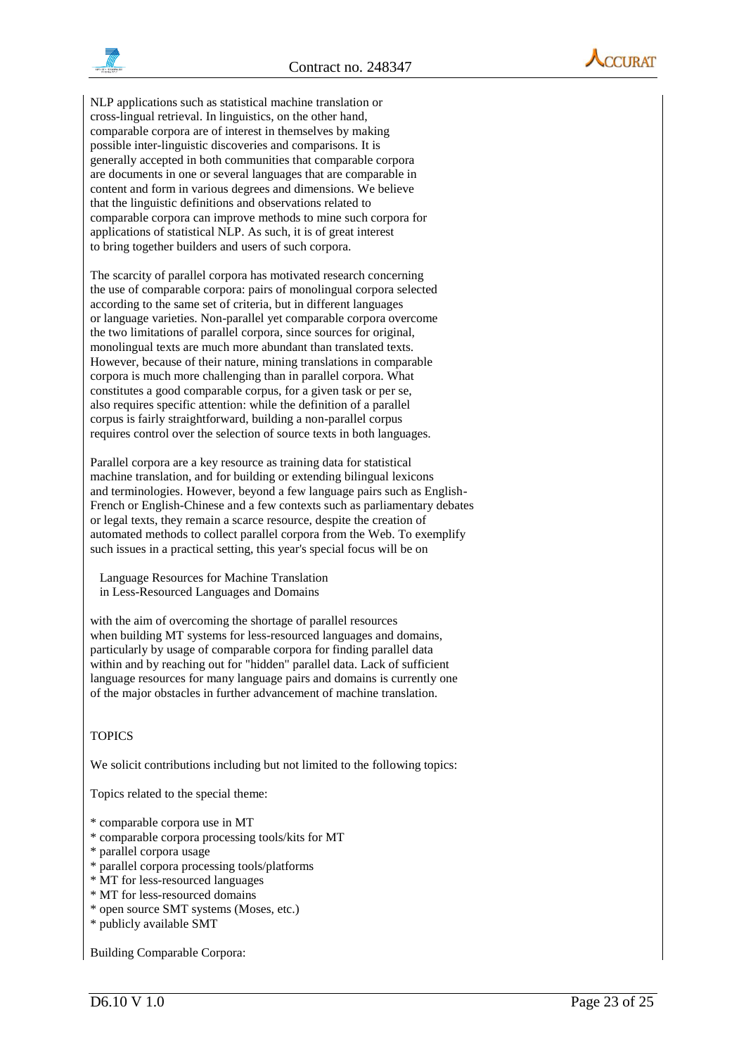NLP applications such as statistical machine translation or cross-lingual retrieval. In linguistics, on the other hand, comparable corpora are of interest in themselves by making possible inter-linguistic discoveries and comparisons. It is generally accepted in both communities that comparable corpora are documents in one or several languages that are comparable in content and form in various degrees and dimensions. We believe that the linguistic definitions and observations related to comparable corpora can improve methods to mine such corpora for applications of statistical NLP. As such, it is of great interest to bring together builders and users of such corpora.

The scarcity of parallel corpora has motivated research concerning the use of comparable corpora: pairs of monolingual corpora selected according to the same set of criteria, but in different languages or language varieties. Non-parallel yet comparable corpora overcome the two limitations of parallel corpora, since sources for original, monolingual texts are much more abundant than translated texts. However, because of their nature, mining translations in comparable corpora is much more challenging than in parallel corpora. What constitutes a good comparable corpus, for a given task or per se, also requires specific attention: while the definition of a parallel corpus is fairly straightforward, building a non-parallel corpus requires control over the selection of source texts in both languages.

Parallel corpora are a key resource as training data for statistical machine translation, and for building or extending bilingual lexicons and terminologies. However, beyond a few language pairs such as English-French or English-Chinese and a few contexts such as parliamentary debates or legal texts, they remain a scarce resource, despite the creation of automated methods to collect parallel corpora from the Web. To exemplify such issues in a practical setting, this year's special focus will be on

Language Resources for Machine Translation
in Less-Resourced Languages and Domains

with the aim of overcoming the shortage of parallel resources when building MT systems for less-resourced languages and domains, particularly by usage of comparable corpora for finding parallel data within and by reaching out for "hidden" parallel data. Lack of sufficient language resources for many language pairs and domains is currently one of the major obstacles in further advancement of machine translation.

TOPICS

We solicit contributions including but not limited to the following topics:

Topics related to the special theme:

* comparable corpora use in MT
* comparable corpora processing tools/kits for MT
* parallel corpora usage
* parallel corpora processing tools/platforms
* MT for less-resourced languages
* MT for less-resourced domains
* open source SMT systems (Moses, etc.)
* publicly available SMT

Building Comparable Corpora: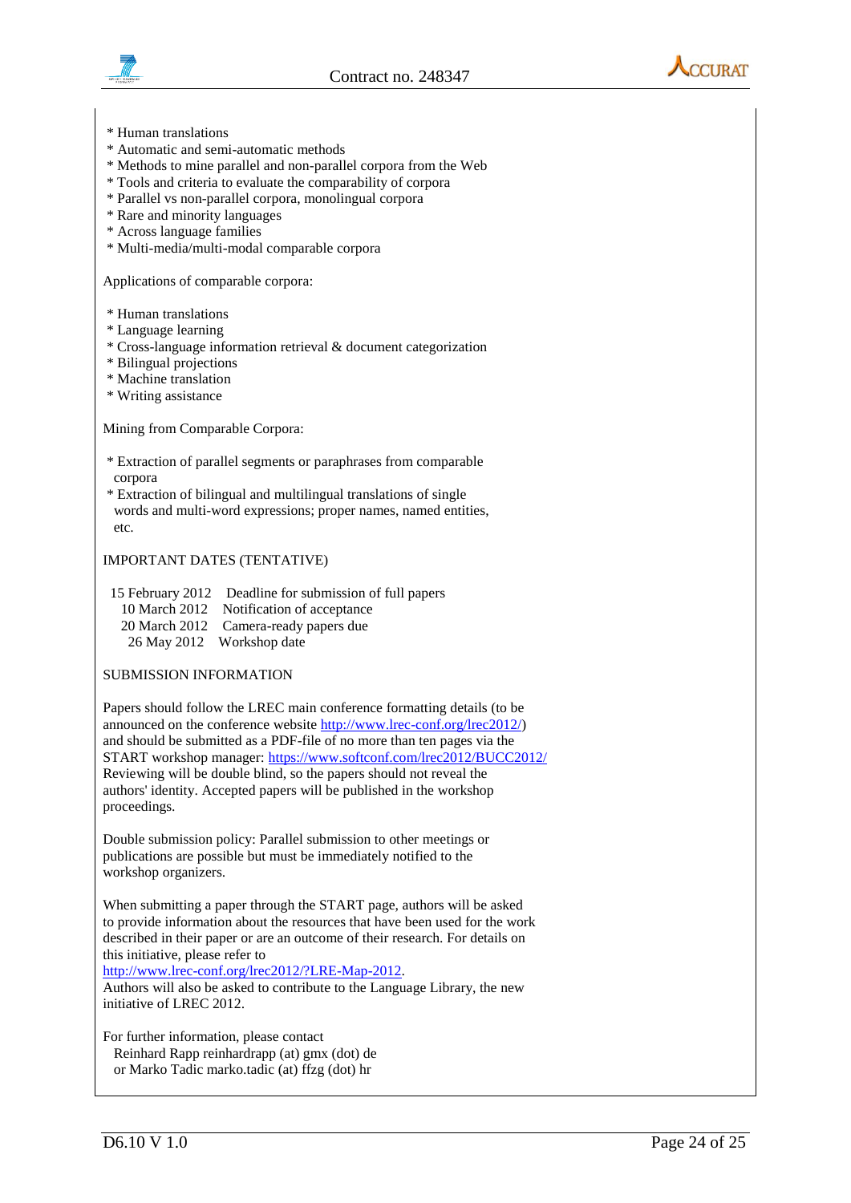* Human translations
* Automatic and semi-automatic methods
* Methods to mine parallel and non-parallel corpora from the Web
* Tools and criteria to evaluate the comparability of corpora
* Parallel vs non-parallel corpora, monolingual corpora
* Rare and minority languages
* Across language families
* Multi-media/multi-modal comparable corpora

Applications of comparable corpora:

* Human translations
* Language learning
* Cross-language information retrieval & document categorization
* Bilingual projections
* Machine translation
* Writing assistance

Mining from Comparable Corpora:

* Extraction of parallel segments or paraphrases from comparable corpora
* Extraction of bilingual and multilingual translations of single words and multi-word expressions; proper names, named entities, etc.

IMPORTANT DATES (TENTATIVE)

15 February 2012 Deadline for submission of full papers
10 March 2012 Notification of acceptance
20 March 2012 Camera-ready papers due
26 May 2012 Workshop date

SUBMISSION INFORMATION

Papers should follow the LREC main conference formatting details (to be announced on the conference website http://www.lrec-conf.org/lrec2012/) and should be submitted as a PDF-file of no more than ten pages via the START workshop manager: https://www.softconf.com/lrec2012/BUCC2012/ Reviewing will be double blind, so the papers should not reveal the authors' identity. Accepted papers will be published in the workshop proceedings.

Double submission policy: Parallel submission to other meetings or publications are possible but must be immediately notified to the workshop organizers.

When submitting a paper through the START page, authors will be asked to provide information about the resources that have been used for the work described in their paper or are an outcome of their research. For details on this initiative, please refer to
http://www.lrec-conf.org/lrec2012/?LRE-Map-2012.
Authors will also be asked to contribute to the Language Library, the new initiative of LREC 2012.

For further information, please contact
Reinhard Rapp reinhardrapp (at) gmx (dot) de
or Marko Tadic marko.tadic (at) ffzg (dot) hr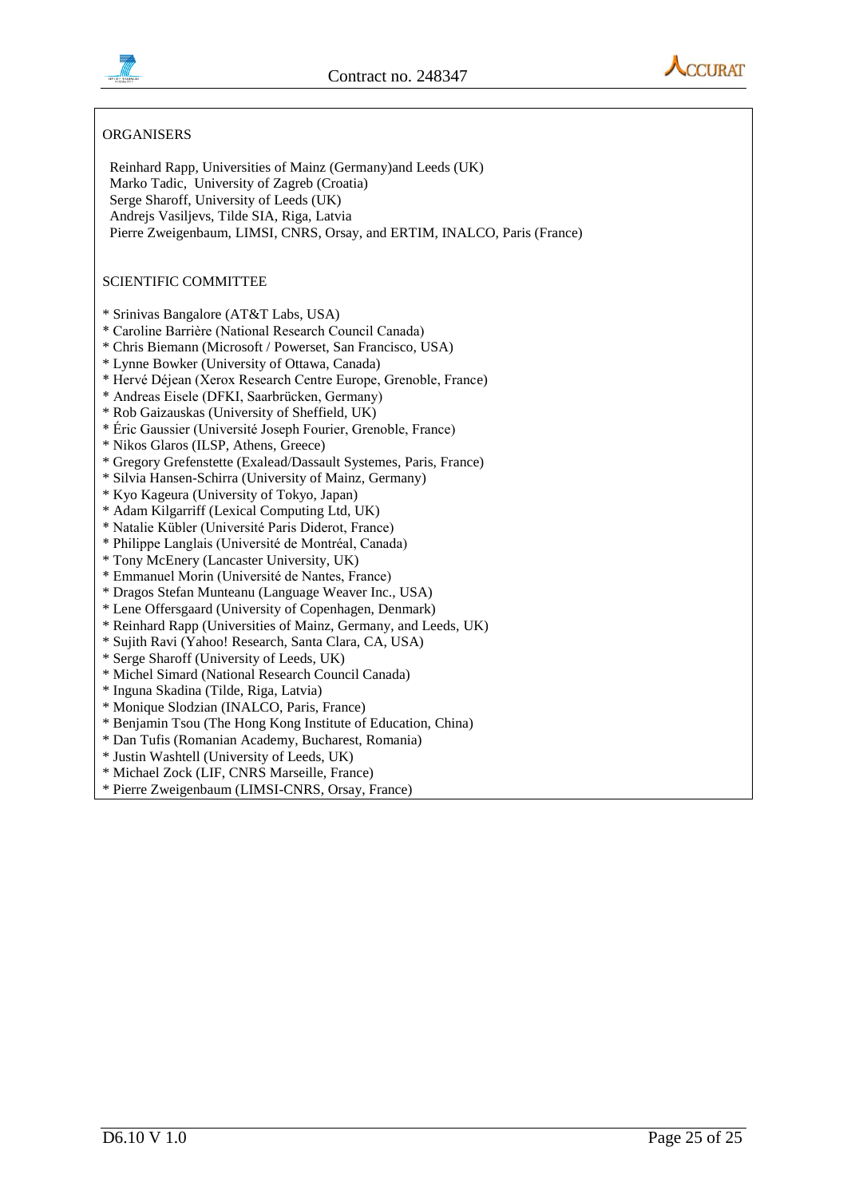ORGANISERS

Reinhard Rapp, Universities of Mainz (Germany)and Leeds (UK)
Marko Tadic, University of Zagreb (Croatia)
Serge Sharoff, University of Leeds (UK)
Andrejs Vasiljevs, Tilde SIA, Riga, Latvia
Pierre Zweigenbaum, LIMSI, CNRS, Orsay, and ERTIM, INALCO, Paris (France)

SCIENTIFIC COMMITTEE

* Srinivas Bangalore (AT&T Labs, USA)
* Caroline Barrière (National Research Council Canada)
* Chris Biemann (Microsoft / Powerset, San Francisco, USA)
* Lynne Bowker (University of Ottawa, Canada)
* Hervé Déjean (Xerox Research Centre Europe, Grenoble, France)
* Andreas Eisele (DFKI, Saarbrücken, Germany)
* Rob Gaizauskas (University of Sheffield, UK)
* Éric Gaussier (Université Joseph Fourier, Grenoble, France)
* Nikos Glaros (ILSP, Athens, Greece)
* Gregory Grefenstette (Exalead/Dassault Systemes, Paris, France)
* Silvia Hansen-Schirra (University of Mainz, Germany)
* Kyo Kageura (University of Tokyo, Japan)
* Adam Kilgarriff (Lexical Computing Ltd, UK)
* Natalie Kübler (Université Paris Diderot, France)
* Philippe Langlais (Université de Montréal, Canada)
* Tony McEnery (Lancaster University, UK)
* Emmanuel Morin (Université de Nantes, France)
* Dragos Stefan Munteanu (Language Weaver Inc., USA)
* Lene Offersgaard (University of Copenhagen, Denmark)
* Reinhard Rapp (Universities of Mainz, Germany, and Leeds, UK)
* Sujith Ravi (Yahoo! Research, Santa Clara, CA, USA)
* Serge Sharoff (University of Leeds, UK)
* Michel Simard (National Research Council Canada)
* Inguna Skadina (Tilde, Riga, Latvia)
* Monique Slodzian (INALCO, Paris, France)
* Benjamin Tsou (The Hong Kong Institute of Education, China)
* Dan Tufis (Romanian Academy, Bucharest, Romania)
* Justin Washtell (University of Leeds, UK)
* Michael Zock (LIF, CNRS Marseille, France)
* Pierre Zweigenbaum (LIMSI-CNRS, Orsay, France)